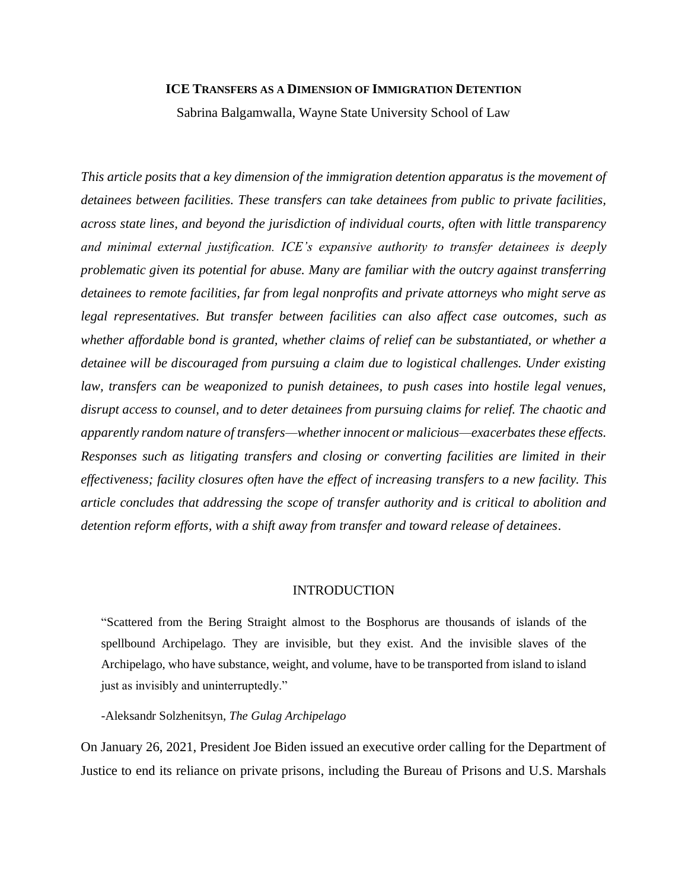# ICE TRANSFERS AS A DIMENSION OF IMMIGRATION DETENTION

Sabrina Balgamwalla, Wayne State University School of Law

*This article posits that a key dimension of the immigration detention apparatus is the movement of detainees between facilities. These transfers can take detainees from public to private facilities, across state lines, and beyond the jurisdiction of individual courts, often with little transparency and minimal external justification. ICE's expansive authority to transfer detainees is deeply problematic given its potential for abuse. Many are familiar with the outcry against transferring detainees to remote facilities, far from legal nonprofits and private attorneys who might serve as legal representatives. But transfer between facilities can also affect case outcomes, such as whether affordable bond is granted, whether claims of relief can be substantiated, or whether a detainee will be discouraged from pursuing a claim due to logistical challenges. Under existing law, transfers can be weaponized to punish detainees, to push cases into hostile legal venues, disrupt access to counsel, and to deter detainees from pursuing claims for relief. The chaotic and apparently random nature of transfers—whether innocent or malicious—exacerbates these effects. Responses such as litigating transfers and closing or converting facilities are limited in their effectiveness; facility closures often have the effect of increasing transfers to a new facility. This article concludes that addressing the scope of transfer authority and is critical to abolition and detention reform efforts, with a shift away from transfer and toward release of detainees.*

## INTRODUCTION

> "Scattered from the Bering Straight almost to the Bosphorus are thousands of islands of the spellbound Archipelago. They are invisible, but they exist. And the invisible slaves of the Archipelago, who have substance, weight, and volume, have to be transported from island to island just as invisibly and uninterruptedly."
>
> -Aleksandr Solzhenitsyn, *The Gulag Archipelago*

On January 26, 2021, President Joe Biden issued an executive order calling for the Department of Justice to end its reliance on private prisons, including the Bureau of Prisons and U.S. Marshals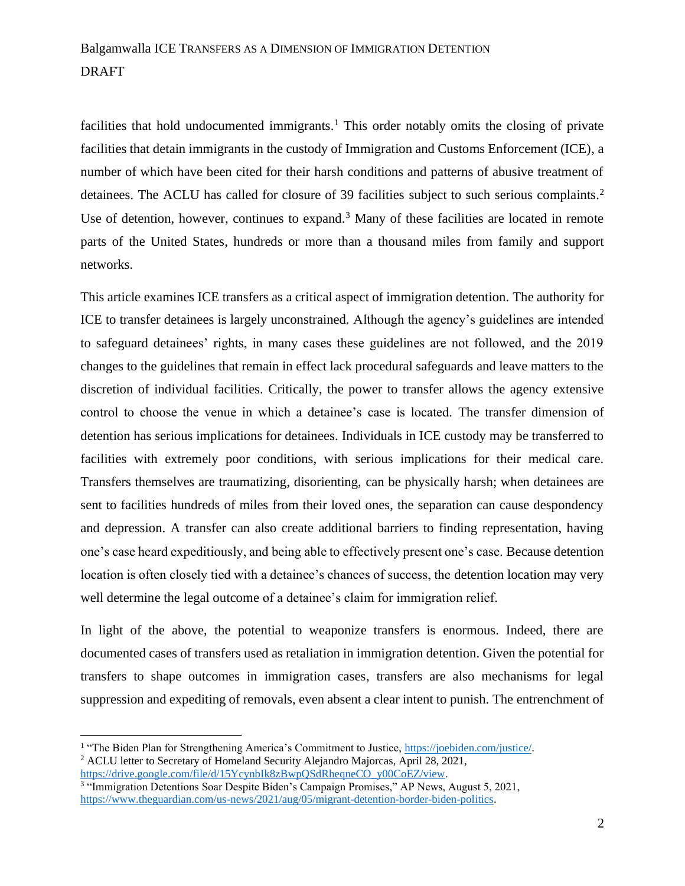facilities that hold undocumented immigrants.[1] This order notably omits the closing of private facilities that detain immigrants in the custody of Immigration and Customs Enforcement (ICE), a number of which have been cited for their harsh conditions and patterns of abusive treatment of detainees. The ACLU has called for closure of 39 facilities subject to such serious complaints.[2] Use of detention, however, continues to expand.[3] Many of these facilities are located in remote parts of the United States, hundreds or more than a thousand miles from family and support networks.

This article examines ICE transfers as a critical aspect of immigration detention. The authority for ICE to transfer detainees is largely unconstrained. Although the agency's guidelines are intended to safeguard detainees' rights, in many cases these guidelines are not followed, and the 2019 changes to the guidelines that remain in effect lack procedural safeguards and leave matters to the discretion of individual facilities. Critically, the power to transfer allows the agency extensive control to choose the venue in which a detainee's case is located. The transfer dimension of detention has serious implications for detainees. Individuals in ICE custody may be transferred to facilities with extremely poor conditions, with serious implications for their medical care. Transfers themselves are traumatizing, disorienting, can be physically harsh; when detainees are sent to facilities hundreds of miles from their loved ones, the separation can cause despondency and depression. A transfer can also create additional barriers to finding representation, having one's case heard expeditiously, and being able to effectively present one's case. Because detention location is often closely tied with a detainee's chances of success, the detention location may very well determine the legal outcome of a detainee's claim for immigration relief.

In light of the above, the potential to weaponize transfers is enormous. Indeed, there are documented cases of transfers used as retaliation in immigration detention. Given the potential for transfers to shape outcomes in immigration cases, transfers are also mechanisms for legal suppression and expediting of removals, even absent a clear intent to punish. The entrenchment of

---

[1] "The Biden Plan for Strengthening America's Commitment to Justice, https://joebiden.com/justice/.

[2] ACLU letter to Secretary of Homeland Security Alejandro Majorcas, April 28, 2021, https://drive.google.com/file/d/15YcynbIk8zBwpQSdRheqneCO_y00CoEZ/view.

[3] "Immigration Detentions Soar Despite Biden's Campaign Promises," AP News, August 5, 2021, https://www.theguardian.com/us-news/2021/aug/05/migrant-detention-border-biden-politics.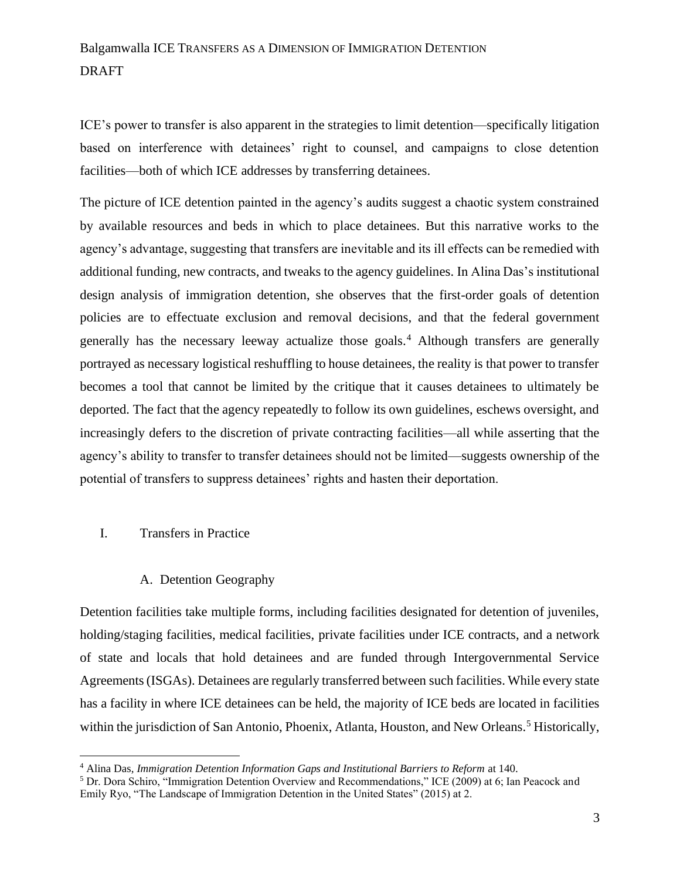ICE's power to transfer is also apparent in the strategies to limit detention—specifically litigation based on interference with detainees' right to counsel, and campaigns to close detention facilities—both of which ICE addresses by transferring detainees.

The picture of ICE detention painted in the agency's audits suggest a chaotic system constrained by available resources and beds in which to place detainees. But this narrative works to the agency's advantage, suggesting that transfers are inevitable and its ill effects can be remedied with additional funding, new contracts, and tweaks to the agency guidelines. In Alina Das's institutional design analysis of immigration detention, she observes that the first-order goals of detention policies are to effectuate exclusion and removal decisions, and that the federal government generally has the necessary leeway actualize those goals.[4] Although transfers are generally portrayed as necessary logistical reshuffling to house detainees, the reality is that power to transfer becomes a tool that cannot be limited by the critique that it causes detainees to ultimately be deported. The fact that the agency repeatedly to follow its own guidelines, eschews oversight, and increasingly defers to the discretion of private contracting facilities—all while asserting that the agency's ability to transfer to transfer detainees should not be limited—suggests ownership of the potential of transfers to suppress detainees' rights and hasten their deportation.

## I. Transfers in Practice

### A. Detention Geography

Detention facilities take multiple forms, including facilities designated for detention of juveniles, holding/staging facilities, medical facilities, private facilities under ICE contracts, and a network of state and locals that hold detainees and are funded through Intergovernmental Service Agreements (ISGAs). Detainees are regularly transferred between such facilities. While every state has a facility in where ICE detainees can be held, the majority of ICE beds are located in facilities within the jurisdiction of San Antonio, Phoenix, Atlanta, Houston, and New Orleans.[5] Historically,

---

[4] Alina Das, *Immigration Detention Information Gaps and Institutional Barriers to Reform* at 140.

[5] Dr. Dora Schiro, "Immigration Detention Overview and Recommendations," ICE (2009) at 6; Ian Peacock and Emily Ryo, "The Landscape of Immigration Detention in the United States" (2015) at 2.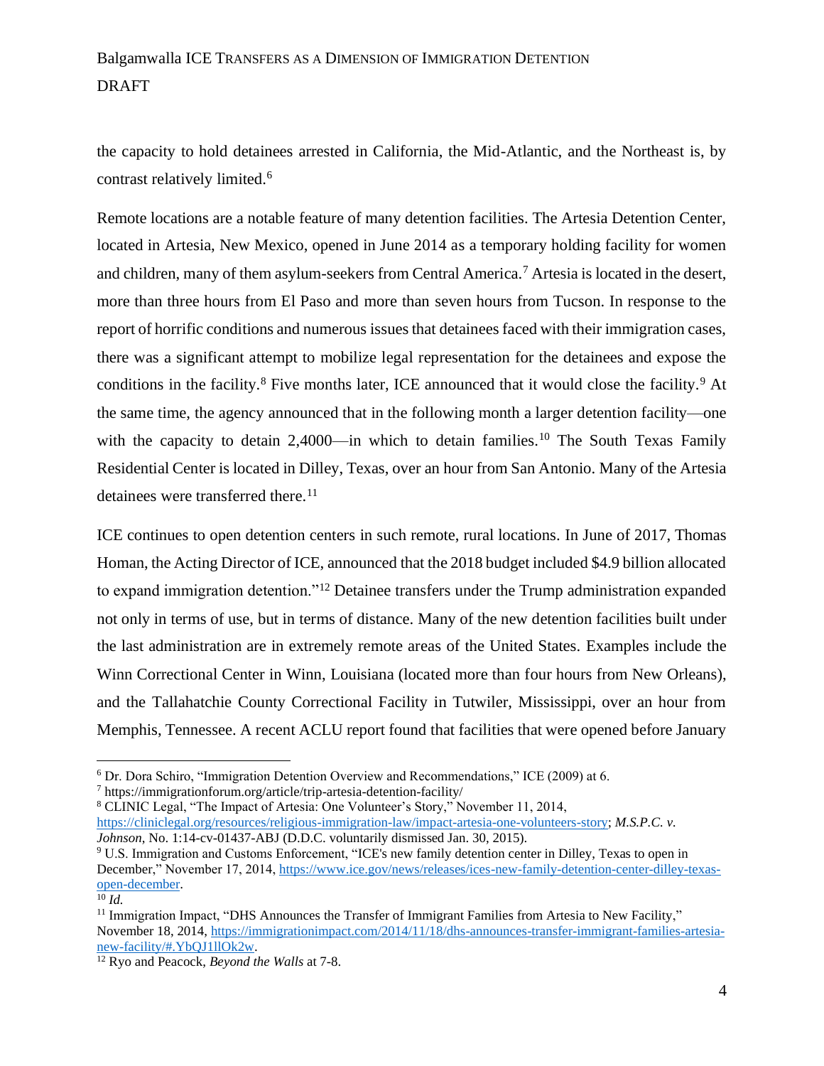the capacity to hold detainees arrested in California, the Mid-Atlantic, and the Northeast is, by contrast relatively limited.[6]

Remote locations are a notable feature of many detention facilities. The Artesia Detention Center, located in Artesia, New Mexico, opened in June 2014 as a temporary holding facility for women and children, many of them asylum-seekers from Central America.[7] Artesia is located in the desert, more than three hours from El Paso and more than seven hours from Tucson. In response to the report of horrific conditions and numerous issues that detainees faced with their immigration cases, there was a significant attempt to mobilize legal representation for the detainees and expose the conditions in the facility.[8] Five months later, ICE announced that it would close the facility.[9] At the same time, the agency announced that in the following month a larger detention facility—one with the capacity to detain 2,4000—in which to detain families.[10] The South Texas Family Residential Center is located in Dilley, Texas, over an hour from San Antonio. Many of the Artesia detainees were transferred there.[11]

ICE continues to open detention centers in such remote, rural locations. In June of 2017, Thomas Homan, the Acting Director of ICE, announced that the 2018 budget included $4.9 billion allocated to expand immigration detention."[12] Detainee transfers under the Trump administration expanded not only in terms of use, but in terms of distance. Many of the new detention facilities built under the last administration are in extremely remote areas of the United States. Examples include the Winn Correctional Center in Winn, Louisiana (located more than four hours from New Orleans), and the Tallahatchie County Correctional Facility in Tutwiler, Mississippi, over an hour from Memphis, Tennessee. A recent ACLU report found that facilities that were opened before January

---

[6] Dr. Dora Schiro, "Immigration Detention Overview and Recommendations," ICE (2009) at 6.

[7] https://immigrationforum.org/article/trip-artesia-detention-facility/

[8] CLINIC Legal, "The Impact of Artesia: One Volunteer's Story," November 11, 2014, https://cliniclegal.org/resources/religious-immigration-law/impact-artesia-one-volunteers-story; *M.S.P.C. v. Johnson*, No. 1:14-cv-01437-ABJ (D.D.C. voluntarily dismissed Jan. 30, 2015).

[9] U.S. Immigration and Customs Enforcement, "ICE's new family detention center in Dilley, Texas to open in December," November 17, 2014, https://www.ice.gov/news/releases/ices-new-family-detention-center-dilley-texas-open-december.

[10] *Id.*

[11] Immigration Impact, "DHS Announces the Transfer of Immigrant Families from Artesia to New Facility," November 18, 2014, https://immigrationimpact.com/2014/11/18/dhs-announces-transfer-immigrant-families-artesia-new-facility/#.YbQJ1llOk2w.

[12] Ryo and Peacock, *Beyond the Walls* at 7-8.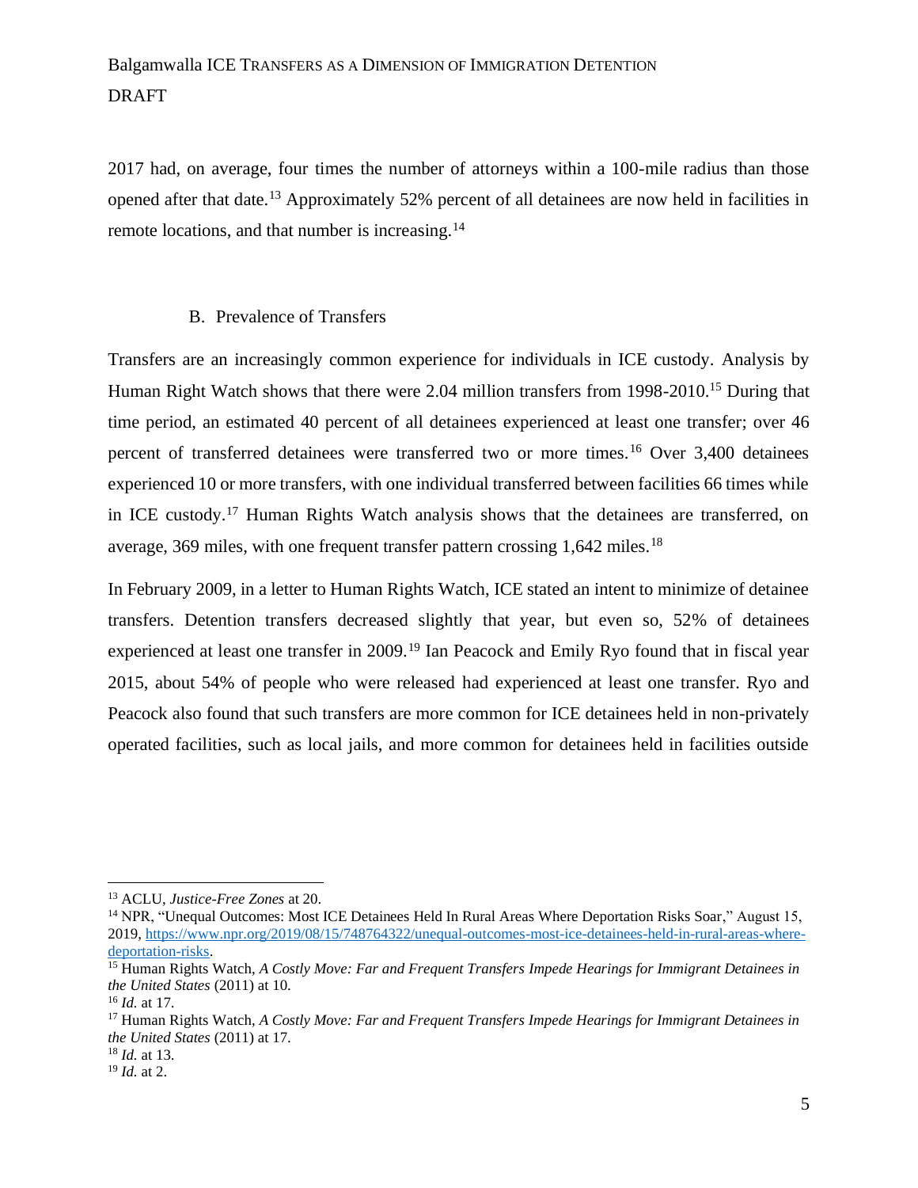2017 had, on average, four times the number of attorneys within a 100-mile radius than those opened after that date.[13] Approximately 52% percent of all detainees are now held in facilities in remote locations, and that number is increasing.[14]

### B. Prevalence of Transfers

Transfers are an increasingly common experience for individuals in ICE custody. Analysis by Human Right Watch shows that there were 2.04 million transfers from 1998-2010.[15] During that time period, an estimated 40 percent of all detainees experienced at least one transfer; over 46 percent of transferred detainees were transferred two or more times.[16] Over 3,400 detainees experienced 10 or more transfers, with one individual transferred between facilities 66 times while in ICE custody.[17] Human Rights Watch analysis shows that the detainees are transferred, on average, 369 miles, with one frequent transfer pattern crossing 1,642 miles.[18]

In February 2009, in a letter to Human Rights Watch, ICE stated an intent to minimize of detainee transfers. Detention transfers decreased slightly that year, but even so, 52% of detainees experienced at least one transfer in 2009.[19] Ian Peacock and Emily Ryo found that in fiscal year 2015, about 54% of people who were released had experienced at least one transfer. Ryo and Peacock also found that such transfers are more common for ICE detainees held in non-privately operated facilities, such as local jails, and more common for detainees held in facilities outside

---

[13] ACLU, *Justice-Free Zones* at 20.

[14] NPR, "Unequal Outcomes: Most ICE Detainees Held In Rural Areas Where Deportation Risks Soar," August 15, 2019, https://www.npr.org/2019/08/15/748764322/unequal-outcomes-most-ice-detainees-held-in-rural-areas-where-deportation-risks.

[15] Human Rights Watch, *A Costly Move: Far and Frequent Transfers Impede Hearings for Immigrant Detainees in the United States* (2011) at 10.

[16] *Id.* at 17.

[17] Human Rights Watch, *A Costly Move: Far and Frequent Transfers Impede Hearings for Immigrant Detainees in the United States* (2011) at 17.

[18] *Id.* at 13.

[19] *Id.* at 2.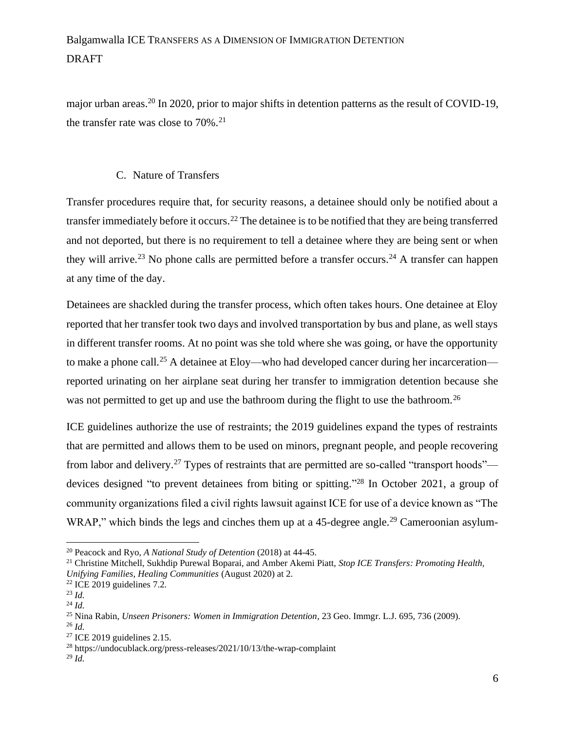major urban areas.[20] In 2020, prior to major shifts in detention patterns as the result of COVID-19, the transfer rate was close to 70%.[21]

### C. Nature of Transfers

Transfer procedures require that, for security reasons, a detainee should only be notified about a transfer immediately before it occurs.[22] The detainee is to be notified that they are being transferred and not deported, but there is no requirement to tell a detainee where they are being sent or when they will arrive.[23] No phone calls are permitted before a transfer occurs.[24] A transfer can happen at any time of the day.

Detainees are shackled during the transfer process, which often takes hours. One detainee at Eloy reported that her transfer took two days and involved transportation by bus and plane, as well stays in different transfer rooms. At no point was she told where she was going, or have the opportunity to make a phone call.[25] A detainee at Eloy—who had developed cancer during her incarceration—reported urinating on her airplane seat during her transfer to immigration detention because she was not permitted to get up and use the bathroom during the flight to use the bathroom.[26]

ICE guidelines authorize the use of restraints; the 2019 guidelines expand the types of restraints that are permitted and allows them to be used on minors, pregnant people, and people recovering from labor and delivery.[27] Types of restraints that are permitted are so-called "transport hoods"—devices designed "to prevent detainees from biting or spitting."[28] In October 2021, a group of community organizations filed a civil rights lawsuit against ICE for use of a device known as "The WRAP," which binds the legs and cinches them up at a 45-degree angle.[29] Cameroonian asylum-

---

[20] Peacock and Ryo, *A National Study of Detention* (2018) at 44-45.

[21] Christine Mitchell, Sukhdip Purewal Boparai, and Amber Akemi Piatt, *Stop ICE Transfers: Promoting Health, Unifying Families, Healing Communities* (August 2020) at 2.

[22] ICE 2019 guidelines 7.2.

[23] *Id.*

[24] *Id.*

[25] Nina Rabin, *Unseen Prisoners: Women in Immigration Detention*, 23 Geo. Immgr. L.J. 695, 736 (2009).

[26] *Id.*

[27] ICE 2019 guidelines 2.15.

[28] https://undocublack.org/press-releases/2021/10/13/the-wrap-complaint

[29] *Id.*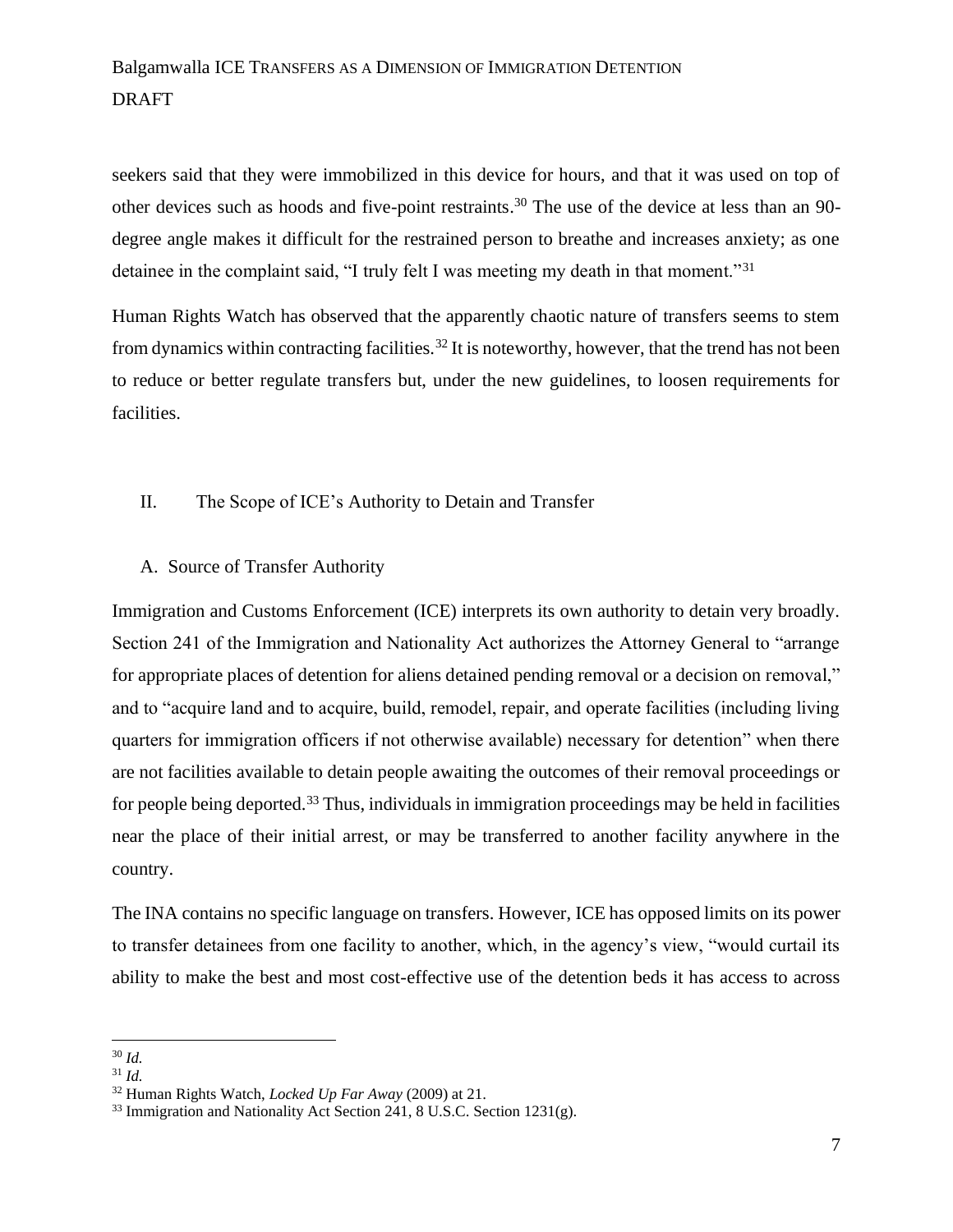seekers said that they were immobilized in this device for hours, and that it was used on top of other devices such as hoods and five-point restraints.[30] The use of the device at less than an 90-degree angle makes it difficult for the restrained person to breathe and increases anxiety; as one detainee in the complaint said, "I truly felt I was meeting my death in that moment."[31]

Human Rights Watch has observed that the apparently chaotic nature of transfers seems to stem from dynamics within contracting facilities.[32] It is noteworthy, however, that the trend has not been to reduce or better regulate transfers but, under the new guidelines, to loosen requirements for facilities.

## II. The Scope of ICE's Authority to Detain and Transfer

### A. Source of Transfer Authority

Immigration and Customs Enforcement (ICE) interprets its own authority to detain very broadly. Section 241 of the Immigration and Nationality Act authorizes the Attorney General to "arrange for appropriate places of detention for aliens detained pending removal or a decision on removal," and to "acquire land and to acquire, build, remodel, repair, and operate facilities (including living quarters for immigration officers if not otherwise available) necessary for detention" when there are not facilities available to detain people awaiting the outcomes of their removal proceedings or for people being deported.[33] Thus, individuals in immigration proceedings may be held in facilities near the place of their initial arrest, or may be transferred to another facility anywhere in the country.

The INA contains no specific language on transfers. However, ICE has opposed limits on its power to transfer detainees from one facility to another, which, in the agency's view, "would curtail its ability to make the best and most cost-effective use of the detention beds it has access to across

---

[30] *Id.*

[31] *Id.*

[32] Human Rights Watch, *Locked Up Far Away* (2009) at 21.

[33] Immigration and Nationality Act Section 241, 8 U.S.C. Section 1231(g).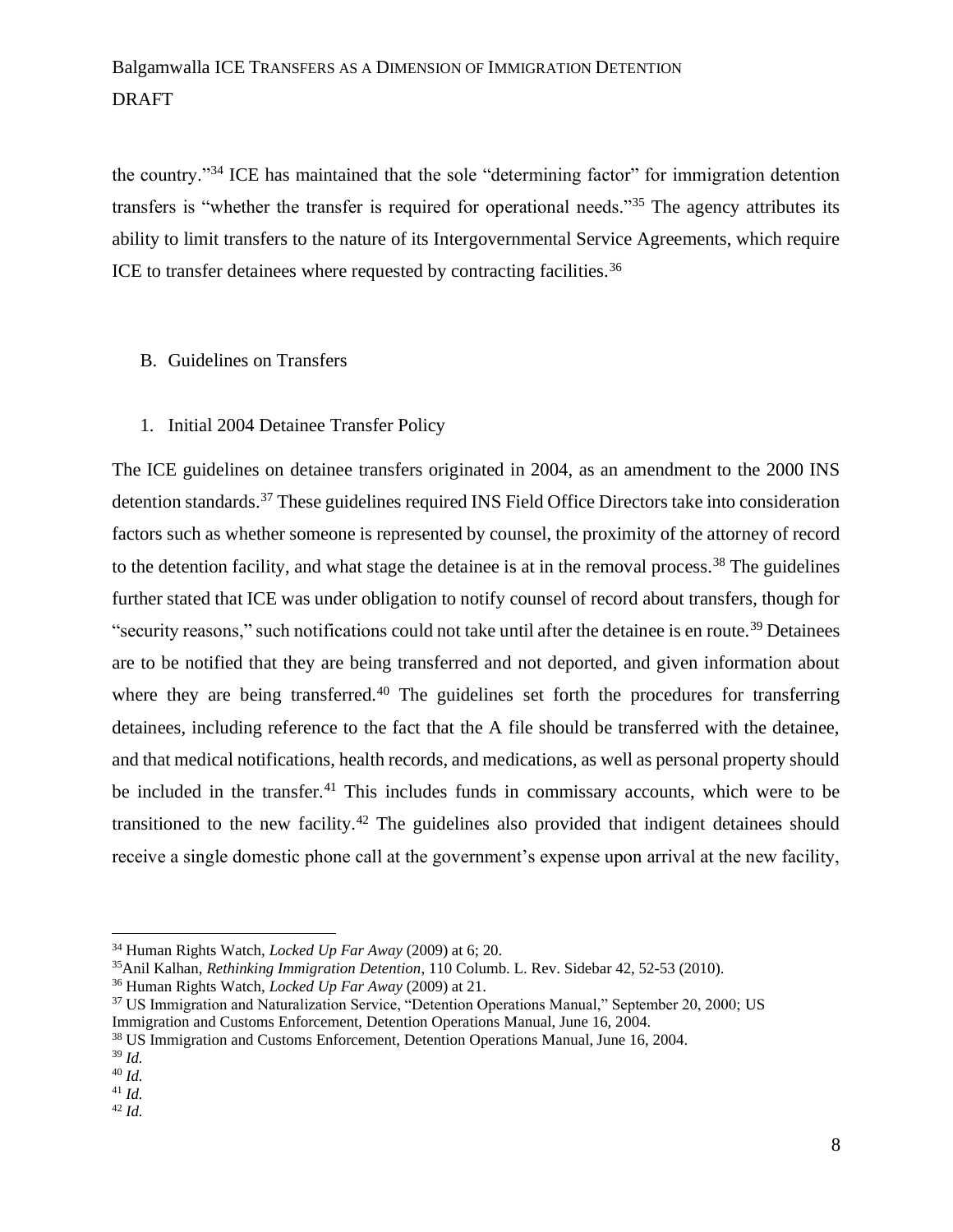the country."[34] ICE has maintained that the sole "determining factor" for immigration detention transfers is "whether the transfer is required for operational needs."[35] The agency attributes its ability to limit transfers to the nature of its Intergovernmental Service Agreements, which require ICE to transfer detainees where requested by contracting facilities.[36]

B. Guidelines on Transfers

1. Initial 2004 Detainee Transfer Policy

The ICE guidelines on detainee transfers originated in 2004, as an amendment to the 2000 INS detention standards.[37] These guidelines required INS Field Office Directors take into consideration factors such as whether someone is represented by counsel, the proximity of the attorney of record to the detention facility, and what stage the detainee is at in the removal process.[38] The guidelines further stated that ICE was under obligation to notify counsel of record about transfers, though for "security reasons," such notifications could not take until after the detainee is en route.[39] Detainees are to be notified that they are being transferred and not deported, and given information about where they are being transferred.[40] The guidelines set forth the procedures for transferring detainees, including reference to the fact that the A file should be transferred with the detainee, and that medical notifications, health records, and medications, as well as personal property should be included in the transfer.[41] This includes funds in commissary accounts, which were to be transitioned to the new facility.[42] The guidelines also provided that indigent detainees should receive a single domestic phone call at the government's expense upon arrival at the new facility,

---

[34] Human Rights Watch, *Locked Up Far Away* (2009) at 6; 20.

[35] Anil Kalhan, *Rethinking Immigration Detention*, 110 Columb. L. Rev. Sidebar 42, 52-53 (2010).

[36] Human Rights Watch, *Locked Up Far Away* (2009) at 21.

[37] US Immigration and Naturalization Service, "Detention Operations Manual," September 20, 2000; US Immigration and Customs Enforcement, Detention Operations Manual, June 16, 2004.

[38] US Immigration and Customs Enforcement, Detention Operations Manual, June 16, 2004.

[39] *Id.*

[40] *Id.*

[41] *Id.*

[42] *Id.*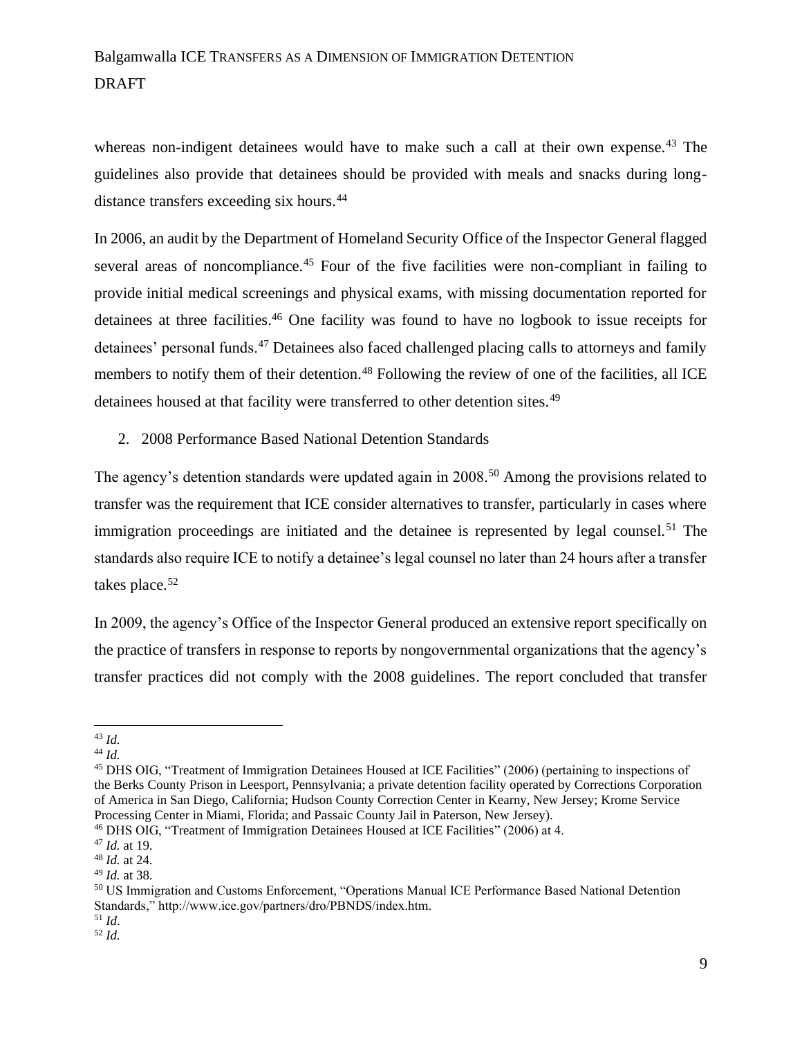whereas non-indigent detainees would have to make such a call at their own expense.[43] The guidelines also provide that detainees should be provided with meals and snacks during long-distance transfers exceeding six hours.[44]

In 2006, an audit by the Department of Homeland Security Office of the Inspector General flagged several areas of noncompliance.[45] Four of the five facilities were non-compliant in failing to provide initial medical screenings and physical exams, with missing documentation reported for detainees at three facilities.[46] One facility was found to have no logbook to issue receipts for detainees' personal funds.[47] Detainees also faced challenged placing calls to attorneys and family members to notify them of their detention.[48] Following the review of one of the facilities, all ICE detainees housed at that facility were transferred to other detention sites.[49]

2. 2008 Performance Based National Detention Standards

The agency's detention standards were updated again in 2008.[50] Among the provisions related to transfer was the requirement that ICE consider alternatives to transfer, particularly in cases where immigration proceedings are initiated and the detainee is represented by legal counsel.[51] The standards also require ICE to notify a detainee's legal counsel no later than 24 hours after a transfer takes place.[52]

In 2009, the agency's Office of the Inspector General produced an extensive report specifically on the practice of transfers in response to reports by nongovernmental organizations that the agency's transfer practices did not comply with the 2008 guidelines. The report concluded that transfer

---

[43] *Id.*

[44] *Id.*

[45] DHS OIG, "Treatment of Immigration Detainees Housed at ICE Facilities" (2006) (pertaining to inspections of the Berks County Prison in Leesport, Pennsylvania; a private detention facility operated by Corrections Corporation of America in San Diego, California; Hudson County Correction Center in Kearny, New Jersey; Krome Service Processing Center in Miami, Florida; and Passaic County Jail in Paterson, New Jersey).

[46] DHS OIG, "Treatment of Immigration Detainees Housed at ICE Facilities" (2006) at 4.

[47] *Id.* at 19.

[48] *Id.* at 24.

[49] *Id.* at 38.

[50] US Immigration and Customs Enforcement, "Operations Manual ICE Performance Based National Detention Standards," http://www.ice.gov/partners/dro/PBNDS/index.htm.

[51] *Id.*

[52] *Id.*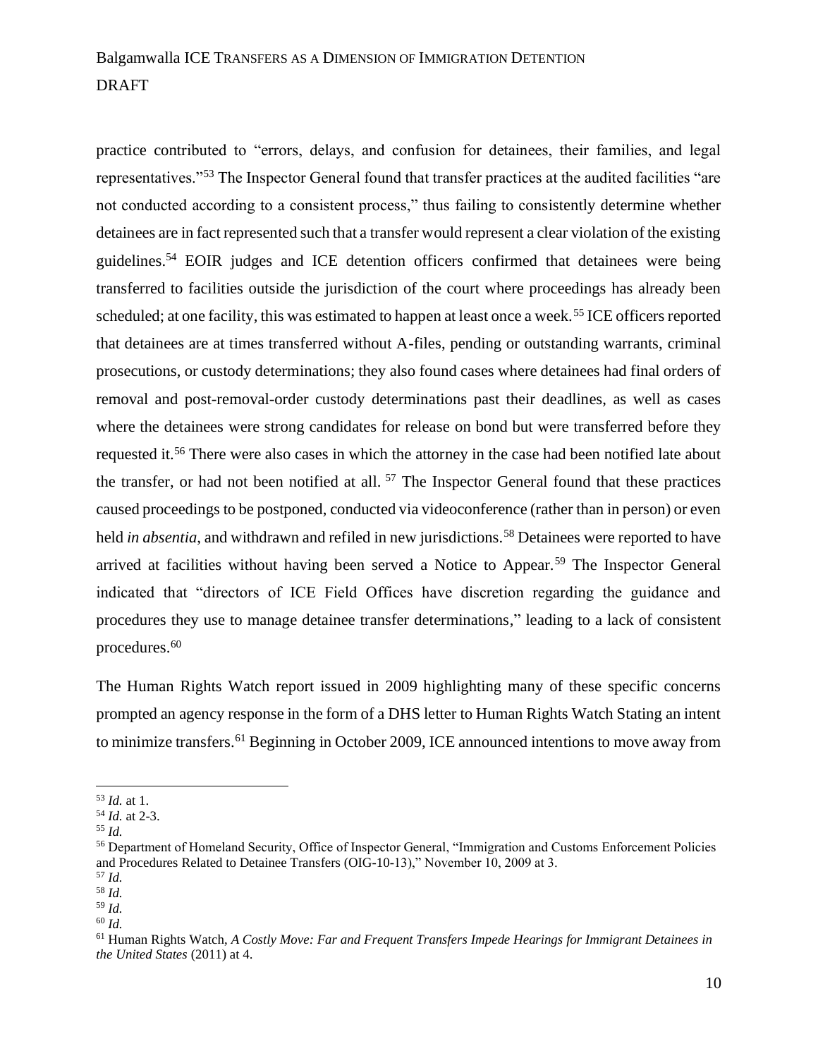practice contributed to "errors, delays, and confusion for detainees, their families, and legal representatives."[53] The Inspector General found that transfer practices at the audited facilities "are not conducted according to a consistent process," thus failing to consistently determine whether detainees are in fact represented such that a transfer would represent a clear violation of the existing guidelines.[54] EOIR judges and ICE detention officers confirmed that detainees were being transferred to facilities outside the jurisdiction of the court where proceedings has already been scheduled; at one facility, this was estimated to happen at least once a week.[55] ICE officers reported that detainees are at times transferred without A-files, pending or outstanding warrants, criminal prosecutions, or custody determinations; they also found cases where detainees had final orders of removal and post-removal-order custody determinations past their deadlines, as well as cases where the detainees were strong candidates for release on bond but were transferred before they requested it.[56] There were also cases in which the attorney in the case had been notified late about the transfer, or had not been notified at all. [57] The Inspector General found that these practices caused proceedings to be postponed, conducted via videoconference (rather than in person) or even held *in absentia*, and withdrawn and refiled in new jurisdictions.[58] Detainees were reported to have arrived at facilities without having been served a Notice to Appear.[59] The Inspector General indicated that "directors of ICE Field Offices have discretion regarding the guidance and procedures they use to manage detainee transfer determinations," leading to a lack of consistent procedures.[60]

The Human Rights Watch report issued in 2009 highlighting many of these specific concerns prompted an agency response in the form of a DHS letter to Human Rights Watch Stating an intent to minimize transfers.[61] Beginning in October 2009, ICE announced intentions to move away from

---

[53] *Id.* at 1.

[54] *Id.* at 2-3.

[55] *Id.*

[56] Department of Homeland Security, Office of Inspector General, "Immigration and Customs Enforcement Policies and Procedures Related to Detainee Transfers (OIG-10-13)," November 10, 2009 at 3.

[57] *Id.*

[58] *Id.*

[59] *Id.*

[60] *Id.*

[61] Human Rights Watch, *A Costly Move: Far and Frequent Transfers Impede Hearings for Immigrant Detainees in the United States* (2011) at 4.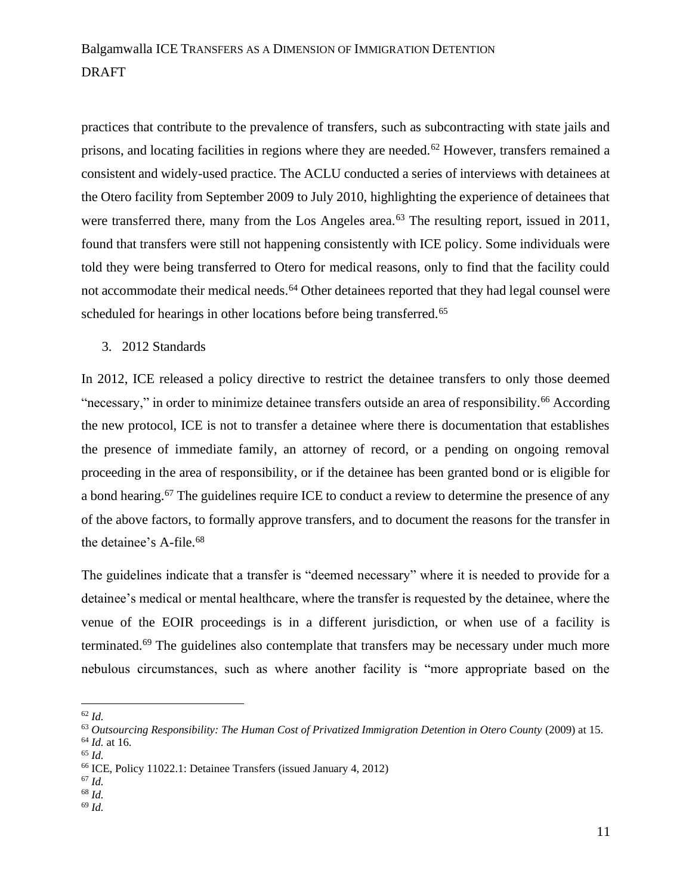practices that contribute to the prevalence of transfers, such as subcontracting with state jails and prisons, and locating facilities in regions where they are needed.[62] However, transfers remained a consistent and widely-used practice. The ACLU conducted a series of interviews with detainees at the Otero facility from September 2009 to July 2010, highlighting the experience of detainees that were transferred there, many from the Los Angeles area.[63] The resulting report, issued in 2011, found that transfers were still not happening consistently with ICE policy. Some individuals were told they were being transferred to Otero for medical reasons, only to find that the facility could not accommodate their medical needs.[64] Other detainees reported that they had legal counsel were scheduled for hearings in other locations before being transferred.[65]

3. 2012 Standards

In 2012, ICE released a policy directive to restrict the detainee transfers to only those deemed "necessary," in order to minimize detainee transfers outside an area of responsibility.[66] According the new protocol, ICE is not to transfer a detainee where there is documentation that establishes the presence of immediate family, an attorney of record, or a pending on ongoing removal proceeding in the area of responsibility, or if the detainee has been granted bond or is eligible for a bond hearing.[67] The guidelines require ICE to conduct a review to determine the presence of any of the above factors, to formally approve transfers, and to document the reasons for the transfer in the detainee's A-file.[68]

The guidelines indicate that a transfer is "deemed necessary" where it is needed to provide for a detainee's medical or mental healthcare, where the transfer is requested by the detainee, where the venue of the EOIR proceedings is in a different jurisdiction, or when use of a facility is terminated.[69] The guidelines also contemplate that transfers may be necessary under much more nebulous circumstances, such as where another facility is "more appropriate based on the

---

[62] *Id.*

[63] *Outsourcing Responsibility: The Human Cost of Privatized Immigration Detention in Otero County* (2009) at 15.

[64] *Id.* at 16.

[65] *Id.*

[66] ICE, Policy 11022.1: Detainee Transfers (issued January 4, 2012)

[67] *Id.*

[68] *Id.*

[69] *Id.*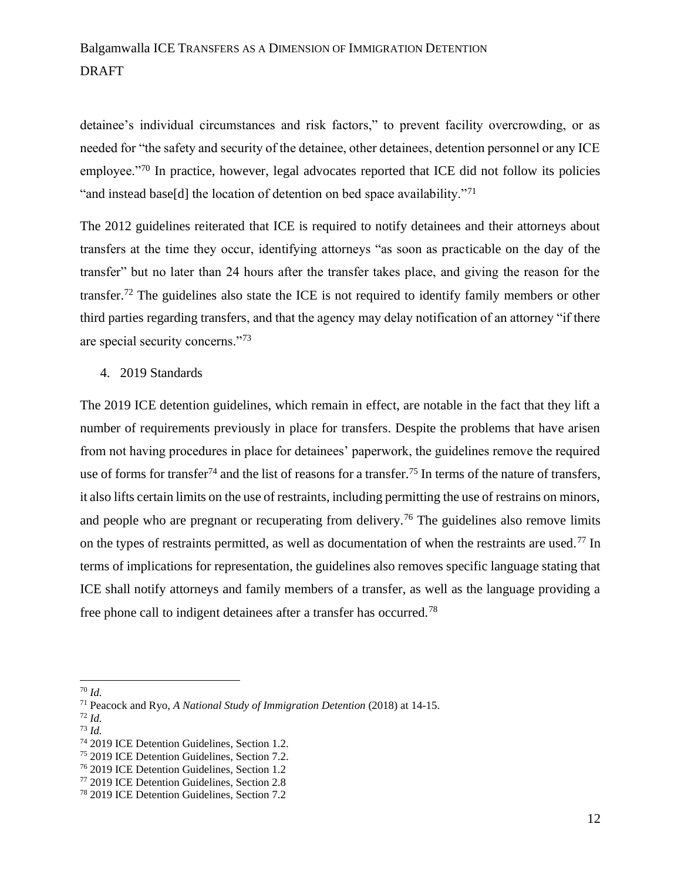detainee's individual circumstances and risk factors," to prevent facility overcrowding, or as needed for "the safety and security of the detainee, other detainees, detention personnel or any ICE employee."[70] In practice, however, legal advocates reported that ICE did not follow its policies "and instead base[d] the location of detention on bed space availability."[71]

The 2012 guidelines reiterated that ICE is required to notify detainees and their attorneys about transfers at the time they occur, identifying attorneys "as soon as practicable on the day of the transfer" but no later than 24 hours after the transfer takes place, and giving the reason for the transfer.[72] The guidelines also state the ICE is not required to identify family members or other third parties regarding transfers, and that the agency may delay notification of an attorney "if there are special security concerns."[73]

4. 2019 Standards

The 2019 ICE detention guidelines, which remain in effect, are notable in the fact that they lift a number of requirements previously in place for transfers. Despite the problems that have arisen from not having procedures in place for detainees' paperwork, the guidelines remove the required use of forms for transfer[74] and the list of reasons for a transfer.[75] In terms of the nature of transfers, it also lifts certain limits on the use of restraints, including permitting the use of restrains on minors, and people who are pregnant or recuperating from delivery.[76] The guidelines also remove limits on the types of restraints permitted, as well as documentation of when the restraints are used.[77] In terms of implications for representation, the guidelines also removes specific language stating that ICE shall notify attorneys and family members of a transfer, as well as the language providing a free phone call to indigent detainees after a transfer has occurred.[78]

---

[70] *Id.*

[71] Peacock and Ryo, *A National Study of Immigration Detention* (2018) at 14-15.

[72] *Id.*

[73] *Id.*

[74] 2019 ICE Detention Guidelines, Section 1.2.

[75] 2019 ICE Detention Guidelines, Section 7.2.

[76] 2019 ICE Detention Guidelines, Section 1.2

[77] 2019 ICE Detention Guidelines, Section 2.8

[78] 2019 ICE Detention Guidelines, Section 7.2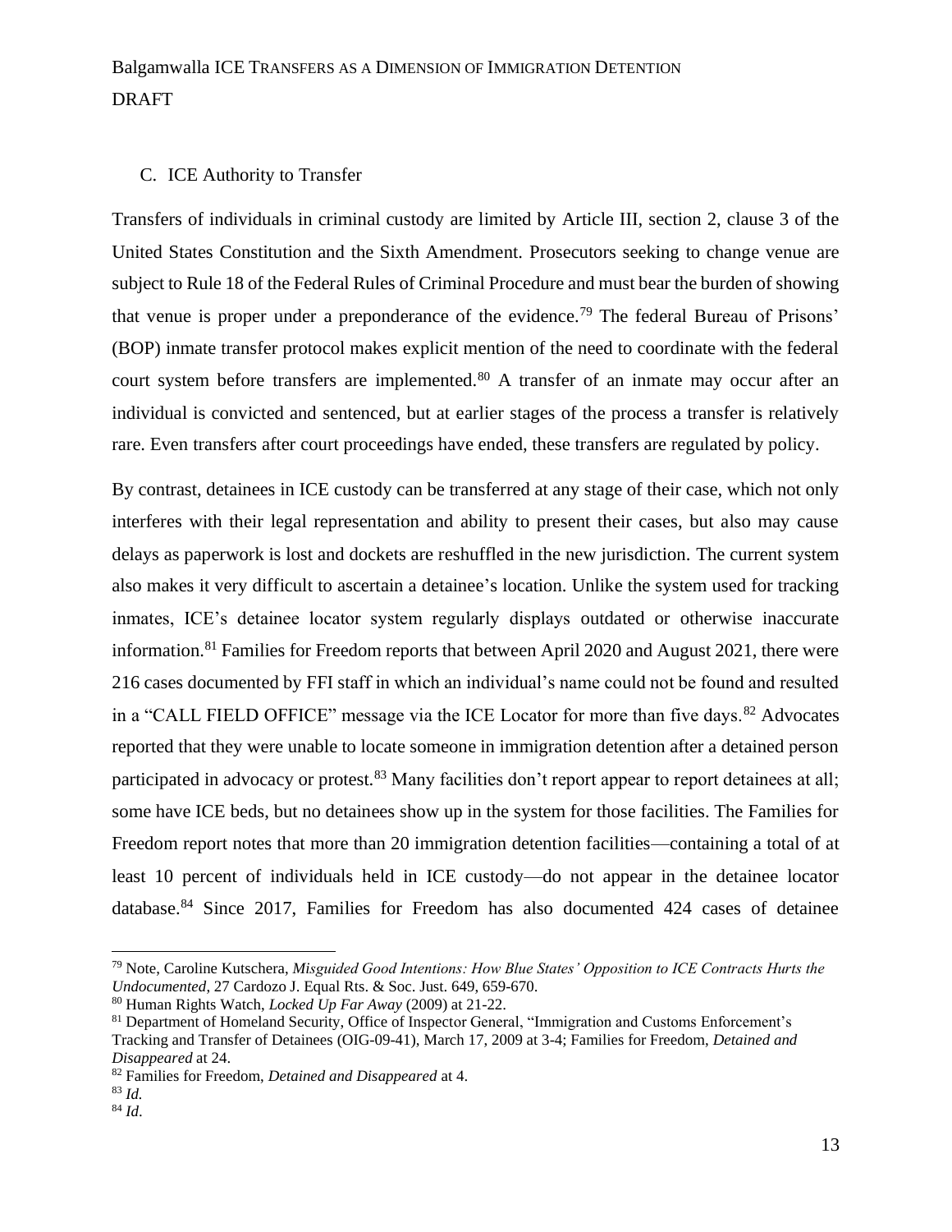### C. ICE Authority to Transfer

Transfers of individuals in criminal custody are limited by Article III, section 2, clause 3 of the United States Constitution and the Sixth Amendment. Prosecutors seeking to change venue are subject to Rule 18 of the Federal Rules of Criminal Procedure and must bear the burden of showing that venue is proper under a preponderance of the evidence.[79] The federal Bureau of Prisons' (BOP) inmate transfer protocol makes explicit mention of the need to coordinate with the federal court system before transfers are implemented.[80] A transfer of an inmate may occur after an individual is convicted and sentenced, but at earlier stages of the process a transfer is relatively rare. Even transfers after court proceedings have ended, these transfers are regulated by policy.

By contrast, detainees in ICE custody can be transferred at any stage of their case, which not only interferes with their legal representation and ability to present their cases, but also may cause delays as paperwork is lost and dockets are reshuffled in the new jurisdiction. The current system also makes it very difficult to ascertain a detainee's location. Unlike the system used for tracking inmates, ICE's detainee locator system regularly displays outdated or otherwise inaccurate information.[81] Families for Freedom reports that between April 2020 and August 2021, there were 216 cases documented by FFI staff in which an individual's name could not be found and resulted in a "CALL FIELD OFFICE" message via the ICE Locator for more than five days.[82] Advocates reported that they were unable to locate someone in immigration detention after a detained person participated in advocacy or protest.[83] Many facilities don't report appear to report detainees at all; some have ICE beds, but no detainees show up in the system for those facilities. The Families for Freedom report notes that more than 20 immigration detention facilities—containing a total of at least 10 percent of individuals held in ICE custody—do not appear in the detainee locator database.[84] Since 2017, Families for Freedom has also documented 424 cases of detainee

---

[79] Note, Caroline Kutschera, *Misguided Good Intentions: How Blue States' Opposition to ICE Contracts Hurts the Undocumented*, 27 Cardozo J. Equal Rts. & Soc. Just. 649, 659-670.

[80] Human Rights Watch, *Locked Up Far Away* (2009) at 21-22.

[81] Department of Homeland Security, Office of Inspector General, "Immigration and Customs Enforcement's Tracking and Transfer of Detainees (OIG-09-41), March 17, 2009 at 3-4; Families for Freedom, *Detained and Disappeared* at 24.

[82] Families for Freedom, *Detained and Disappeared* at 4.

[83] *Id.*

[84] *Id*.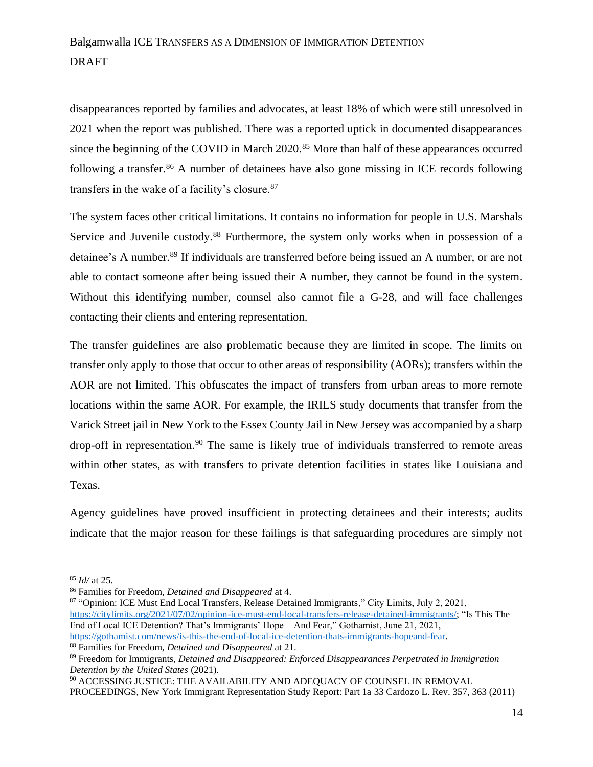disappearances reported by families and advocates, at least 18% of which were still unresolved in 2021 when the report was published. There was a reported uptick in documented disappearances since the beginning of the COVID in March 2020.[85] More than half of these appearances occurred following a transfer.[86] A number of detainees have also gone missing in ICE records following transfers in the wake of a facility's closure.[87]

The system faces other critical limitations. It contains no information for people in U.S. Marshals Service and Juvenile custody.[88] Furthermore, the system only works when in possession of a detainee's A number.[89] If individuals are transferred before being issued an A number, or are not able to contact someone after being issued their A number, they cannot be found in the system. Without this identifying number, counsel also cannot file a G-28, and will face challenges contacting their clients and entering representation.

The transfer guidelines are also problematic because they are limited in scope. The limits on transfer only apply to those that occur to other areas of responsibility (AORs); transfers within the AOR are not limited. This obfuscates the impact of transfers from urban areas to more remote locations within the same AOR. For example, the IRILS study documents that transfer from the Varick Street jail in New York to the Essex County Jail in New Jersey was accompanied by a sharp drop-off in representation.[90] The same is likely true of individuals transferred to remote areas within other states, as with transfers to private detention facilities in states like Louisiana and Texas.

Agency guidelines have proved insufficient in protecting detainees and their interests; audits indicate that the major reason for these failings is that safeguarding procedures are simply not

---

[85] *Id/* at 25.

[86] Families for Freedom, *Detained and Disappeared* at 4.

[87] "Opinion: ICE Must End Local Transfers, Release Detained Immigrants," City Limits, July 2, 2021, https://citylimits.org/2021/07/02/opinion-ice-must-end-local-transfers-release-detained-immigrants/; "Is This The End of Local ICE Detention? That's Immigrants' Hope—And Fear," Gothamist, June 21, 2021, https://gothamist.com/news/is-this-the-end-of-local-ice-detention-thats-immigrants-hopeand-fear.

[88] Families for Freedom, *Detained and Disappeared* at 21.

[89] Freedom for Immigrants, *Detained and Disappeared: Enforced Disappearances Perpetrated in Immigration Detention by the United States* (2021).

[90] ACCESSING JUSTICE: THE AVAILABILITY AND ADEQUACY OF COUNSEL IN REMOVAL PROCEEDINGS, New York Immigrant Representation Study Report: Part 1a 33 Cardozo L. Rev. 357, 363 (2011)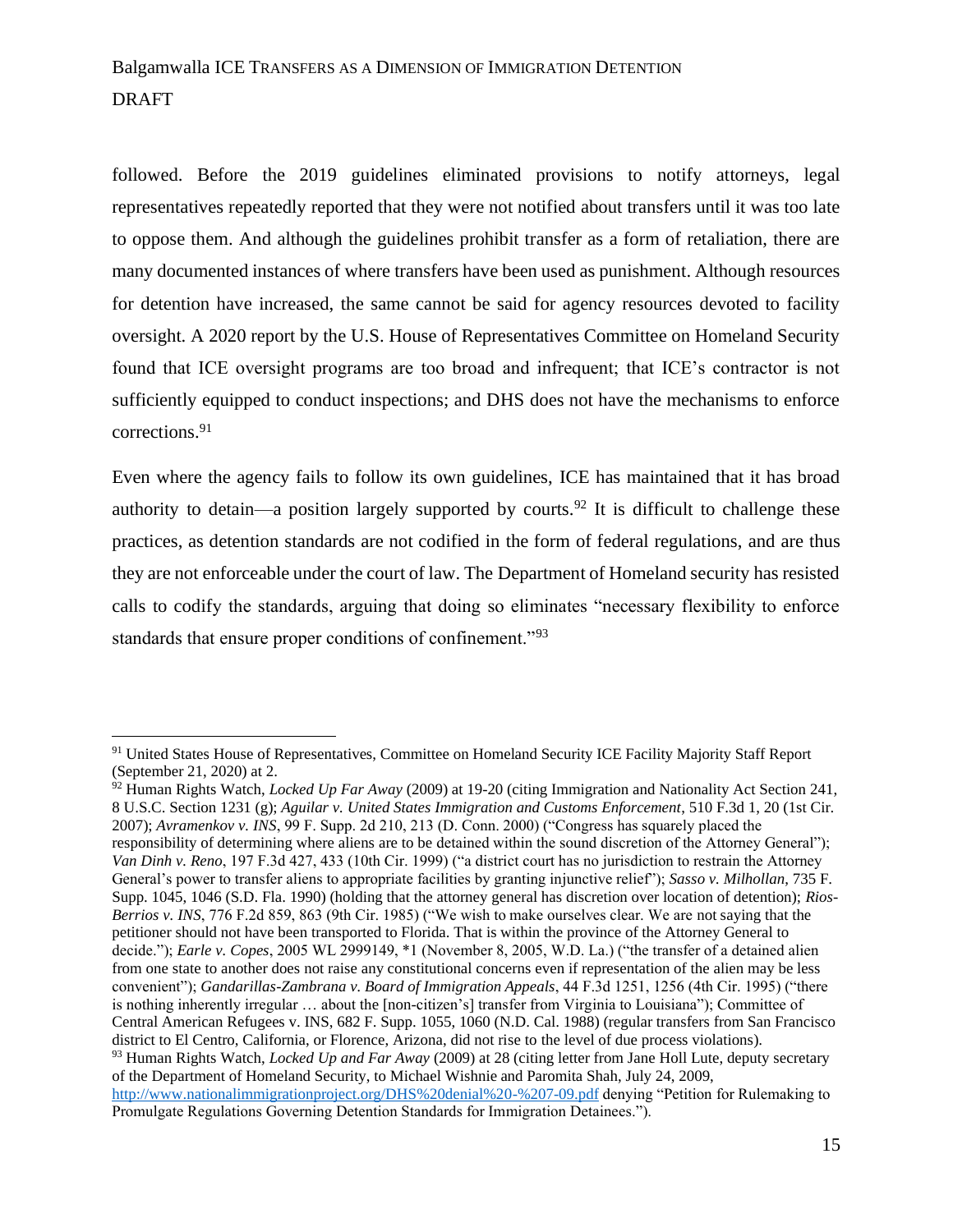followed. Before the 2019 guidelines eliminated provisions to notify attorneys, legal representatives repeatedly reported that they were not notified about transfers until it was too late to oppose them. And although the guidelines prohibit transfer as a form of retaliation, there are many documented instances of where transfers have been used as punishment. Although resources for detention have increased, the same cannot be said for agency resources devoted to facility oversight. A 2020 report by the U.S. House of Representatives Committee on Homeland Security found that ICE oversight programs are too broad and infrequent; that ICE's contractor is not sufficiently equipped to conduct inspections; and DHS does not have the mechanisms to enforce corrections.[91]

Even where the agency fails to follow its own guidelines, ICE has maintained that it has broad authority to detain—a position largely supported by courts.[92] It is difficult to challenge these practices, as detention standards are not codified in the form of federal regulations, and are thus they are not enforceable under the court of law. The Department of Homeland security has resisted calls to codify the standards, arguing that doing so eliminates "necessary flexibility to enforce standards that ensure proper conditions of confinement."[93]

---

[91] United States House of Representatives, Committee on Homeland Security ICE Facility Majority Staff Report (September 21, 2020) at 2.

[92] Human Rights Watch, *Locked Up Far Away* (2009) at 19-20 (citing Immigration and Nationality Act Section 241, 8 U.S.C. Section 1231 (g); *Aguilar v. United States Immigration and Customs Enforcement*, 510 F.3d 1, 20 (1st Cir. 2007); *Avramenkov v. INS*, 99 F. Supp. 2d 210, 213 (D. Conn. 2000) ("Congress has squarely placed the responsibility of determining where aliens are to be detained within the sound discretion of the Attorney General"); *Van Dinh v. Reno*, 197 F.3d 427, 433 (10th Cir. 1999) ("a district court has no jurisdiction to restrain the Attorney General's power to transfer aliens to appropriate facilities by granting injunctive relief"); *Sasso v. Milhollan*, 735 F. Supp. 1045, 1046 (S.D. Fla. 1990) (holding that the attorney general has discretion over location of detention); *Rios-Berrios v. INS*, 776 F.2d 859, 863 (9th Cir. 1985) ("We wish to make ourselves clear. We are not saying that the petitioner should not have been transported to Florida. That is within the province of the Attorney General to decide."); *Earle v. Copes*, 2005 WL 2999149, *1 (November 8, 2005, W.D. La.) ("the transfer of a detained alien from one state to another does not raise any constitutional concerns even if representation of the alien may be less convenient"); *Gandarillas-Zambrana v. Board of Immigration Appeals*, 44 F.3d 1251, 1256 (4th Cir. 1995) ("there is nothing inherently irregular … about the [non-citizen's] transfer from Virginia to Louisiana"); Committee of Central American Refugees v. INS, 682 F. Supp. 1055, 1060 (N.D. Cal. 1988) (regular transfers from San Francisco district to El Centro, California, or Florence, Arizona, did not rise to the level of due process violations).

[93] Human Rights Watch, *Locked Up and Far Away* (2009) at 28 (citing letter from Jane Holl Lute, deputy secretary of the Department of Homeland Security, to Michael Wishnie and Paromita Shah, July 24, 2009, http://www.nationalimmigrationproject.org/DHS%20denial%20-%207-09.pdf denying "Petition for Rulemaking to Promulgate Regulations Governing Detention Standards for Immigration Detainees.").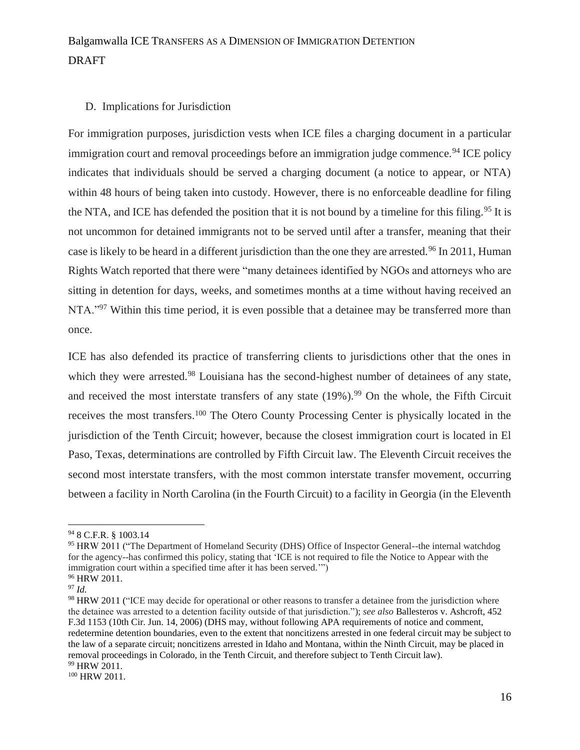### D. Implications for Jurisdiction

For immigration purposes, jurisdiction vests when ICE files a charging document in a particular immigration court and removal proceedings before an immigration judge commence.[94] ICE policy indicates that individuals should be served a charging document (a notice to appear, or NTA) within 48 hours of being taken into custody. However, there is no enforceable deadline for filing the NTA, and ICE has defended the position that it is not bound by a timeline for this filing.[95] It is not uncommon for detained immigrants not to be served until after a transfer, meaning that their case is likely to be heard in a different jurisdiction than the one they are arrested.[96] In 2011, Human Rights Watch reported that there were "many detainees identified by NGOs and attorneys who are sitting in detention for days, weeks, and sometimes months at a time without having received an NTA."[97] Within this time period, it is even possible that a detainee may be transferred more than once.

ICE has also defended its practice of transferring clients to jurisdictions other that the ones in which they were arrested.[98] Louisiana has the second-highest number of detainees of any state, and received the most interstate transfers of any state (19%).[99] On the whole, the Fifth Circuit receives the most transfers.[100] The Otero County Processing Center is physically located in the jurisdiction of the Tenth Circuit; however, because the closest immigration court is located in El Paso, Texas, determinations are controlled by Fifth Circuit law. The Eleventh Circuit receives the second most interstate transfers, with the most common interstate transfer movement, occurring between a facility in North Carolina (in the Fourth Circuit) to a facility in Georgia (in the Eleventh

---

[94] 8 C.F.R. § 1003.14

[95] HRW 2011 ("The Department of Homeland Security (DHS) Office of Inspector General--the internal watchdog for the agency--has confirmed this policy, stating that 'ICE is not required to file the Notice to Appear with the immigration court within a specified time after it has been served.'")

[96] HRW 2011.

[97] *Id.*

[98] HRW 2011 ("ICE may decide for operational or other reasons to transfer a detainee from the jurisdiction where the detainee was arrested to a detention facility outside of that jurisdiction."); *see also* Ballesteros v. Ashcroft, 452 F.3d 1153 (10th Cir. Jun. 14, 2006) (DHS may, without following APA requirements of notice and comment, redetermine detention boundaries, even to the extent that noncitizens arrested in one federal circuit may be subject to the law of a separate circuit; noncitizens arrested in Idaho and Montana, within the Ninth Circuit, may be placed in removal proceedings in Colorado, in the Tenth Circuit, and therefore subject to Tenth Circuit law).

[99] HRW 2011.

[100] HRW 2011.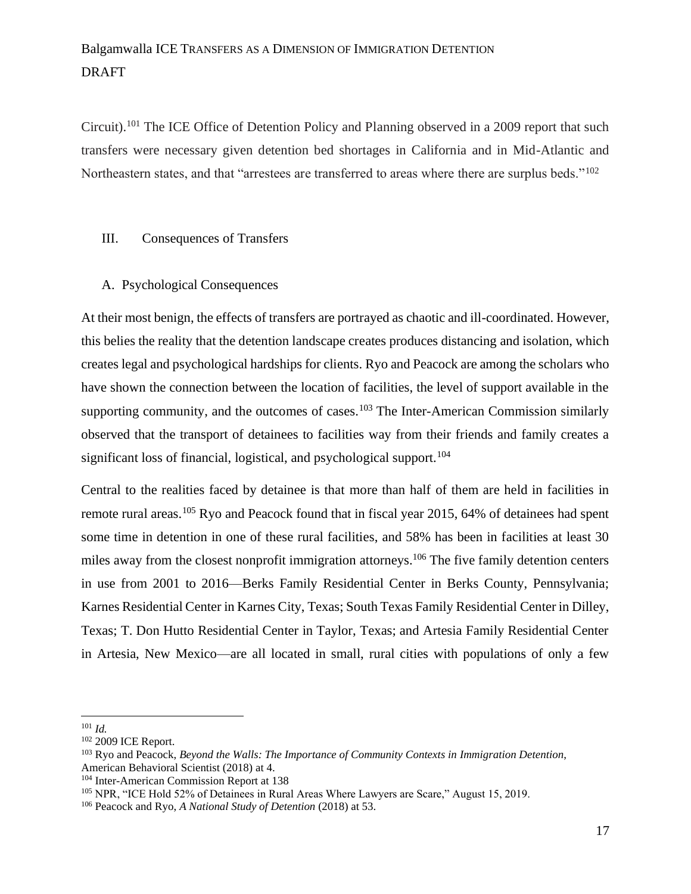Circuit).[101] The ICE Office of Detention Policy and Planning observed in a 2009 report that such transfers were necessary given detention bed shortages in California and in Mid-Atlantic and Northeastern states, and that "arrestees are transferred to areas where there are surplus beds."[102]

## III. Consequences of Transfers

### A. Psychological Consequences

At their most benign, the effects of transfers are portrayed as chaotic and ill-coordinated. However, this belies the reality that the detention landscape creates produces distancing and isolation, which creates legal and psychological hardships for clients. Ryo and Peacock are among the scholars who have shown the connection between the location of facilities, the level of support available in the supporting community, and the outcomes of cases.[103] The Inter-American Commission similarly observed that the transport of detainees to facilities way from their friends and family creates a significant loss of financial, logistical, and psychological support.[104]

Central to the realities faced by detainee is that more than half of them are held in facilities in remote rural areas.[105] Ryo and Peacock found that in fiscal year 2015, 64% of detainees had spent some time in detention in one of these rural facilities, and 58% has been in facilities at least 30 miles away from the closest nonprofit immigration attorneys.[106] The five family detention centers in use from 2001 to 2016—Berks Family Residential Center in Berks County, Pennsylvania; Karnes Residential Center in Karnes City, Texas; South Texas Family Residential Center in Dilley, Texas; T. Don Hutto Residential Center in Taylor, Texas; and Artesia Family Residential Center in Artesia, New Mexico—are all located in small, rural cities with populations of only a few

---

[101] *Id.*

[102] 2009 ICE Report.

[103] Ryo and Peacock, *Beyond the Walls: The Importance of Community Contexts in Immigration Detention*, American Behavioral Scientist (2018) at 4.

[104] Inter-American Commission Report at 138

[105] NPR, "ICE Hold 52% of Detainees in Rural Areas Where Lawyers are Scare," August 15, 2019.

[106] Peacock and Ryo, *A National Study of Detention* (2018) at 53.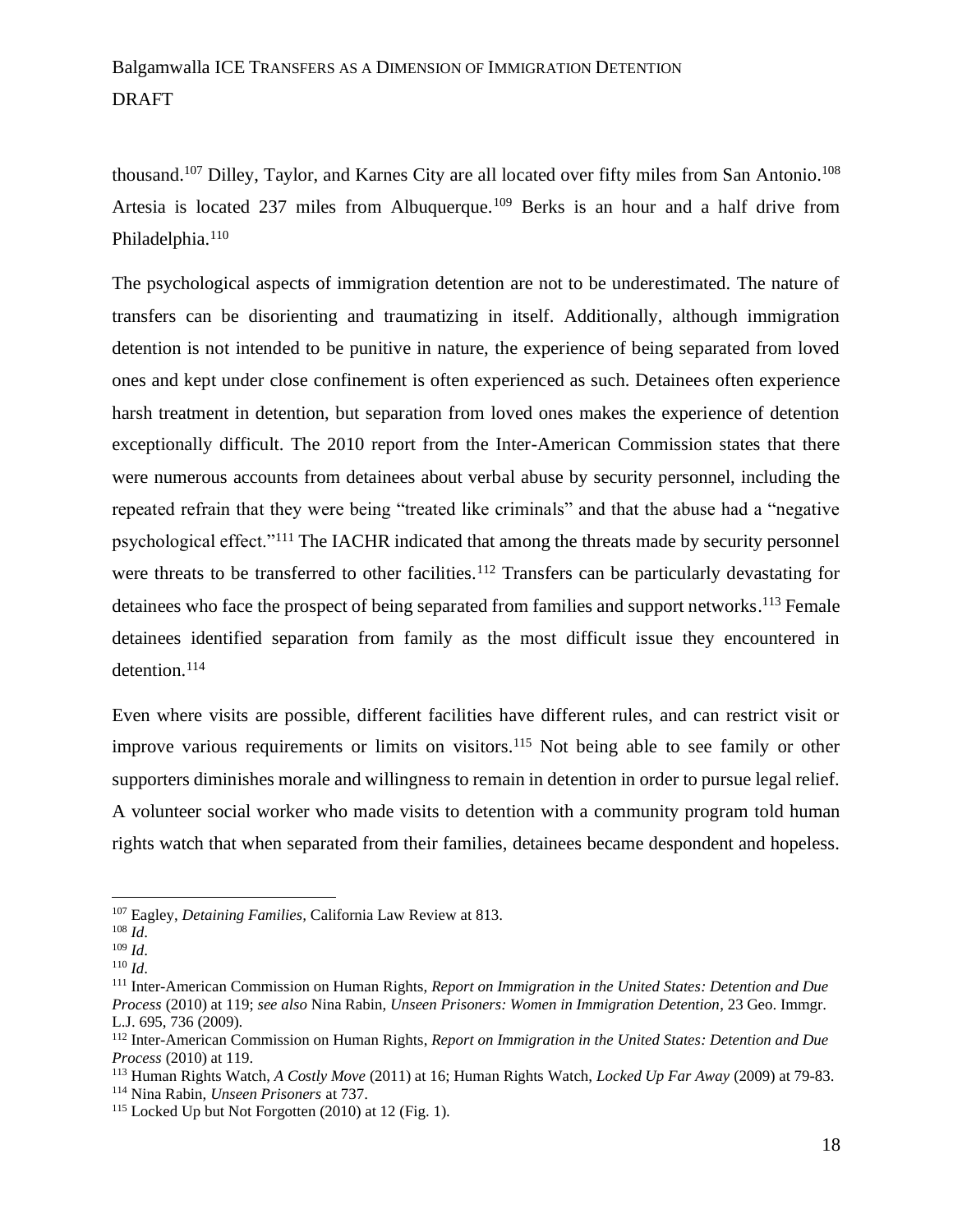thousand.[107] Dilley, Taylor, and Karnes City are all located over fifty miles from San Antonio.[108] Artesia is located 237 miles from Albuquerque.[109] Berks is an hour and a half drive from Philadelphia.[110]

The psychological aspects of immigration detention are not to be underestimated. The nature of transfers can be disorienting and traumatizing in itself. Additionally, although immigration detention is not intended to be punitive in nature, the experience of being separated from loved ones and kept under close confinement is often experienced as such. Detainees often experience harsh treatment in detention, but separation from loved ones makes the experience of detention exceptionally difficult. The 2010 report from the Inter-American Commission states that there were numerous accounts from detainees about verbal abuse by security personnel, including the repeated refrain that they were being "treated like criminals" and that the abuse had a "negative psychological effect."[111] The IACHR indicated that among the threats made by security personnel were threats to be transferred to other facilities.[112] Transfers can be particularly devastating for detainees who face the prospect of being separated from families and support networks.[113] Female detainees identified separation from family as the most difficult issue they encountered in detention.[114]

Even where visits are possible, different facilities have different rules, and can restrict visit or improve various requirements or limits on visitors.[115] Not being able to see family or other supporters diminishes morale and willingness to remain in detention in order to pursue legal relief. A volunteer social worker who made visits to detention with a community program told human rights watch that when separated from their families, detainees became despondent and hopeless.

---

[107] Eagley, *Detaining Families*, California Law Review at 813.

[108] *Id*.

[109] *Id*.

[110] *Id*.

[111] Inter-American Commission on Human Rights, *Report on Immigration in the United States: Detention and Due Process* (2010) at 119; *see also* Nina Rabin, *Unseen Prisoners: Women in Immigration Detention*, 23 Geo. Immgr. L.J. 695, 736 (2009).

[112] Inter-American Commission on Human Rights, *Report on Immigration in the United States: Detention and Due Process* (2010) at 119.

[113] Human Rights Watch, *A Costly Move* (2011) at 16; Human Rights Watch, *Locked Up Far Away* (2009) at 79-83.

[114] Nina Rabin, *Unseen Prisoners* at 737.

[115] Locked Up but Not Forgotten (2010) at 12 (Fig. 1).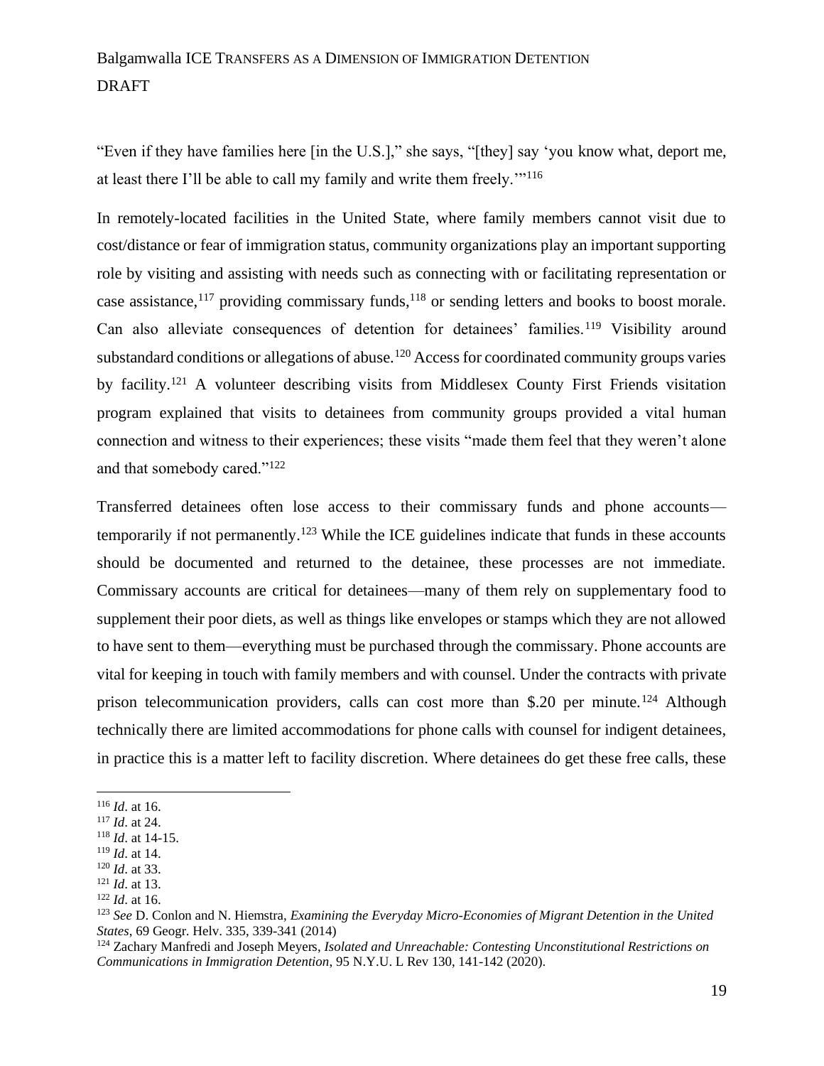"Even if they have families here [in the U.S.]," she says, "[they] say 'you know what, deport me, at least there I'll be able to call my family and write them freely.'"[116]

In remotely-located facilities in the United State, where family members cannot visit due to cost/distance or fear of immigration status, community organizations play an important supporting role by visiting and assisting with needs such as connecting with or facilitating representation or case assistance,[117] providing commissary funds,[118] or sending letters and books to boost morale. Can also alleviate consequences of detention for detainees' families.[119] Visibility around substandard conditions or allegations of abuse.[120] Access for coordinated community groups varies by facility.[121] A volunteer describing visits from Middlesex County First Friends visitation program explained that visits to detainees from community groups provided a vital human connection and witness to their experiences; these visits "made them feel that they weren't alone and that somebody cared."[122]

Transferred detainees often lose access to their commissary funds and phone accounts—temporarily if not permanently.[123] While the ICE guidelines indicate that funds in these accounts should be documented and returned to the detainee, these processes are not immediate. Commissary accounts are critical for detainees—many of them rely on supplementary food to supplement their poor diets, as well as things like envelopes or stamps which they are not allowed to have sent to them—everything must be purchased through the commissary. Phone accounts are vital for keeping in touch with family members and with counsel. Under the contracts with private prison telecommunication providers, calls can cost more than $.20 per minute.[124] Although technically there are limited accommodations for phone calls with counsel for indigent detainees, in practice this is a matter left to facility discretion. Where detainees do get these free calls, these

---

[116] *Id*. at 16.

[117] *Id*. at 24.

[118] *Id*. at 14-15.

[119] *Id*. at 14.

[120] *Id*. at 33.

[121] *Id*. at 13.

[122] *Id*. at 16.

[123] *See* D. Conlon and N. Hiemstra, *Examining the Everyday Micro-Economies of Migrant Detention in the United States*, 69 Geogr. Helv. 335, 339-341 (2014)

[124] Zachary Manfredi and Joseph Meyers, *Isolated and Unreachable: Contesting Unconstitutional Restrictions on Communications in Immigration Detention*, 95 N.Y.U. L Rev 130, 141-142 (2020).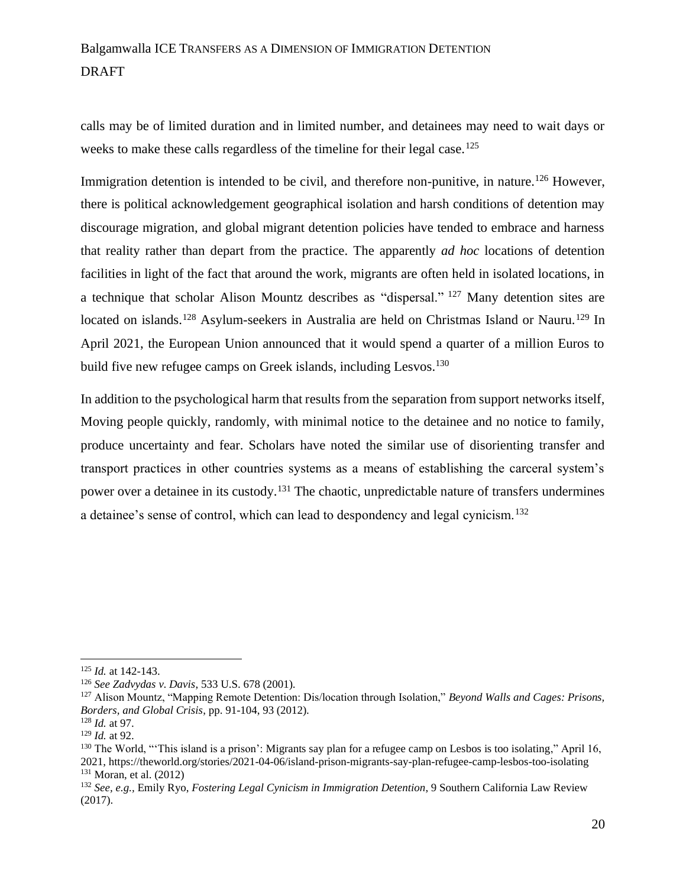calls may be of limited duration and in limited number, and detainees may need to wait days or weeks to make these calls regardless of the timeline for their legal case.[125]

Immigration detention is intended to be civil, and therefore non-punitive, in nature.[126] However, there is political acknowledgement geographical isolation and harsh conditions of detention may discourage migration, and global migrant detention policies have tended to embrace and harness that reality rather than depart from the practice. The apparently *ad hoc* locations of detention facilities in light of the fact that around the work, migrants are often held in isolated locations, in a technique that scholar Alison Mountz describes as "dispersal."[127] Many detention sites are located on islands.[128] Asylum-seekers in Australia are held on Christmas Island or Nauru.[129] In April 2021, the European Union announced that it would spend a quarter of a million Euros to build five new refugee camps on Greek islands, including Lesvos.[130]

In addition to the psychological harm that results from the separation from support networks itself, Moving people quickly, randomly, with minimal notice to the detainee and no notice to family, produce uncertainty and fear. Scholars have noted the similar use of disorienting transfer and transport practices in other countries systems as a means of establishing the carceral system's power over a detainee in its custody.[131] The chaotic, unpredictable nature of transfers undermines a detainee's sense of control, which can lead to despondency and legal cynicism.[132]

---

[125] *Id.* at 142-143.

[126] *See Zadvydas v. Davis*, 533 U.S. 678 (2001).

[127] Alison Mountz, "Mapping Remote Detention: Dis/location through Isolation," *Beyond Walls and Cages: Prisons, Borders, and Global Crisis*, pp. 91-104, 93 (2012).

[128] *Id.* at 97.

[129] *Id.* at 92.

[130] The World, "'This island is a prison': Migrants say plan for a refugee camp on Lesbos is too isolating," April 16, 2021, https://theworld.org/stories/2021-04-06/island-prison-migrants-say-plan-refugee-camp-lesbos-too-isolating

[131] Moran, et al. (2012)

[132] *See, e.g.*, Emily Ryo, *Fostering Legal Cynicism in Immigration Detention*, 9 Southern California Law Review (2017).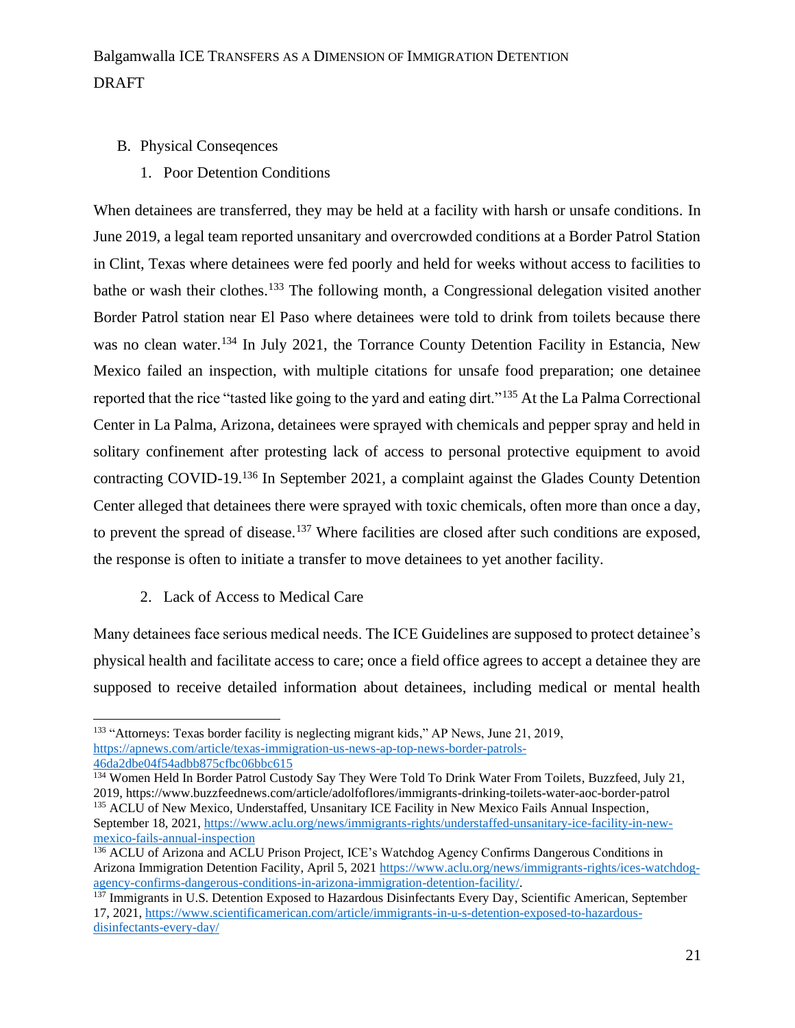## B. Physical Conseqences

### 1. Poor Detention Conditions

When detainees are transferred, they may be held at a facility with harsh or unsafe conditions. In June 2019, a legal team reported unsanitary and overcrowded conditions at a Border Patrol Station in Clint, Texas where detainees were fed poorly and held for weeks without access to facilities to bathe or wash their clothes.[133] The following month, a Congressional delegation visited another Border Patrol station near El Paso where detainees were told to drink from toilets because there was no clean water.[134] In July 2021, the Torrance County Detention Facility in Estancia, New Mexico failed an inspection, with multiple citations for unsafe food preparation; one detainee reported that the rice "tasted like going to the yard and eating dirt."[135] At the La Palma Correctional Center in La Palma, Arizona, detainees were sprayed with chemicals and pepper spray and held in solitary confinement after protesting lack of access to personal protective equipment to avoid contracting COVID-19.[136] In September 2021, a complaint against the Glades County Detention Center alleged that detainees there were sprayed with toxic chemicals, often more than once a day, to prevent the spread of disease.[137] Where facilities are closed after such conditions are exposed, the response is often to initiate a transfer to move detainees to yet another facility.

### 2. Lack of Access to Medical Care

Many detainees face serious medical needs. The ICE Guidelines are supposed to protect detainee's physical health and facilitate access to care; once a field office agrees to accept a detainee they are supposed to receive detailed information about detainees, including medical or mental health

---

[133] "Attorneys: Texas border facility is neglecting migrant kids," AP News, June 21, 2019, https://apnews.com/article/texas-immigration-us-news-ap-top-news-border-patrols-46da2dbe04f54adbb875cfbc06bbc615

[134] Women Held In Border Patrol Custody Say They Were Told To Drink Water From Toilets, Buzzfeed, July 21, 2019, https://www.buzzfeednews.com/article/adolfoflores/immigrants-drinking-toilets-water-aoc-border-patrol

[135] ACLU of New Mexico, Understaffed, Unsanitary ICE Facility in New Mexico Fails Annual Inspection, September 18, 2021, https://www.aclu.org/news/immigrants-rights/understaffed-unsanitary-ice-facility-in-new-mexico-fails-annual-inspection

[136] ACLU of Arizona and ACLU Prison Project, ICE's Watchdog Agency Confirms Dangerous Conditions in Arizona Immigration Detention Facility, April 5, 2021 https://www.aclu.org/news/immigrants-rights/ices-watchdog-agency-confirms-dangerous-conditions-in-arizona-immigration-detention-facility/.

[137] Immigrants in U.S. Detention Exposed to Hazardous Disinfectants Every Day, Scientific American, September 17, 2021, https://www.scientificamerican.com/article/immigrants-in-u-s-detention-exposed-to-hazardous-disinfectants-every-day/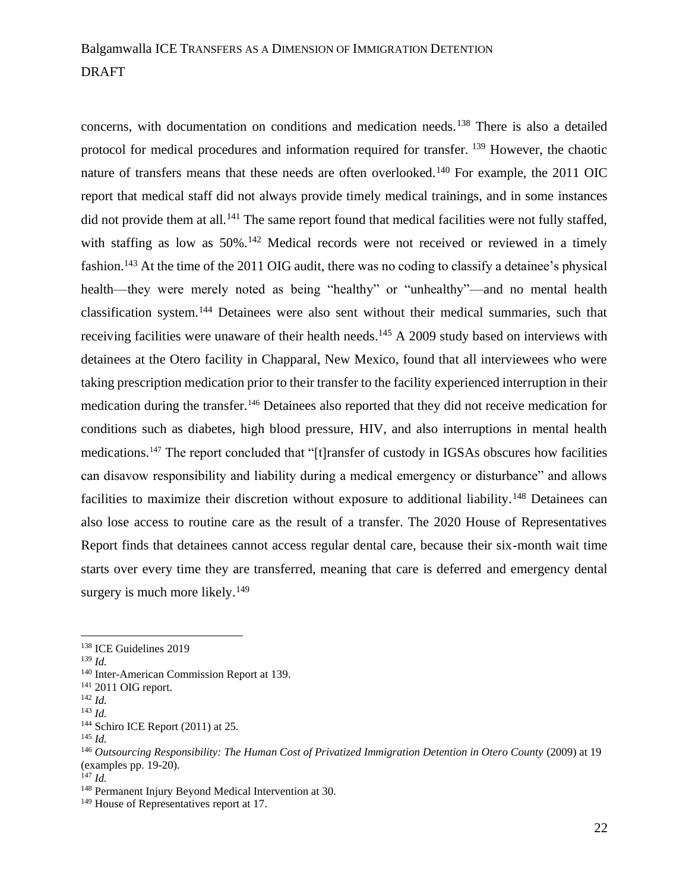concerns, with documentation on conditions and medication needs.[138] There is also a detailed protocol for medical procedures and information required for transfer. [139] However, the chaotic nature of transfers means that these needs are often overlooked.[140] For example, the 2011 OIC report that medical staff did not always provide timely medical trainings, and in some instances did not provide them at all.[141] The same report found that medical facilities were not fully staffed, with staffing as low as 50%.[142] Medical records were not received or reviewed in a timely fashion.[143] At the time of the 2011 OIG audit, there was no coding to classify a detainee's physical health—they were merely noted as being "healthy" or "unhealthy"—and no mental health classification system.[144] Detainees were also sent without their medical summaries, such that receiving facilities were unaware of their health needs.[145] A 2009 study based on interviews with detainees at the Otero facility in Chapparal, New Mexico, found that all interviewees who were taking prescription medication prior to their transfer to the facility experienced interruption in their medication during the transfer.[146] Detainees also reported that they did not receive medication for conditions such as diabetes, high blood pressure, HIV, and also interruptions in mental health medications.[147] The report concluded that "[t]ransfer of custody in IGSAs obscures how facilities can disavow responsibility and liability during a medical emergency or disturbance" and allows facilities to maximize their discretion without exposure to additional liability.[148] Detainees can also lose access to routine care as the result of a transfer. The 2020 House of Representatives Report finds that detainees cannot access regular dental care, because their six-month wait time starts over every time they are transferred, meaning that care is deferred and emergency dental surgery is much more likely.[149]

---

[138] ICE Guidelines 2019

[139] *Id.*

[140] Inter-American Commission Report at 139.

[141] 2011 OIG report.

[142] *Id.*

[143] *Id.*

[144] Schiro ICE Report (2011) at 25.

[145] *Id.*

[146] *Outsourcing Responsibility: The Human Cost of Privatized Immigration Detention in Otero County* (2009) at 19 (examples pp. 19-20).

[147] *Id.*

[148] Permanent Injury Beyond Medical Intervention at 30.

[149] House of Representatives report at 17.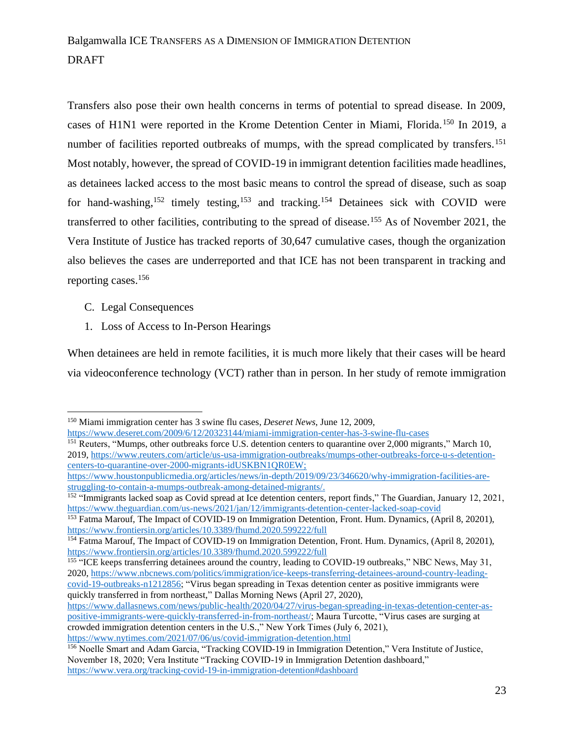Transfers also pose their own health concerns in terms of potential to spread disease. In 2009, cases of H1N1 were reported in the Krome Detention Center in Miami, Florida.[150] In 2019, a number of facilities reported outbreaks of mumps, with the spread complicated by transfers.[151] Most notably, however, the spread of COVID-19 in immigrant detention facilities made headlines, as detainees lacked access to the most basic means to control the spread of disease, such as soap for hand-washing,[152] timely testing,[153] and tracking.[154] Detainees sick with COVID were transferred to other facilities, contributing to the spread of disease.[155] As of November 2021, the Vera Institute of Justice has tracked reports of 30,647 cumulative cases, though the organization also believes the cases are underreported and that ICE has not been transparent in tracking and reporting cases.[156]

C. Legal Consequences

1. Loss of Access to In-Person Hearings

When detainees are held in remote facilities, it is much more likely that their cases will be heard via videoconference technology (VCT) rather than in person. In her study of remote immigration

---

[150] Miami immigration center has 3 swine flu cases, *Deseret News*, June 12, 2009, https://www.deseret.com/2009/6/12/20323144/miami-immigration-center-has-3-swine-flu-cases

[151] Reuters, "Mumps, other outbreaks force U.S. detention centers to quarantine over 2,000 migrants," March 10, 2019, https://www.reuters.com/article/us-usa-immigration-outbreaks/mumps-other-outbreaks-force-u-s-detention-centers-to-quarantine-over-2000-migrants-idUSKBN1QR0EW; https://www.houstonpublicmedia.org/articles/news/in-depth/2019/09/23/346620/why-immigration-facilities-are-struggling-to-contain-a-mumps-outbreak-among-detained-migrants/.

[152] "Immigrants lacked soap as Covid spread at Ice detention centers, report finds," The Guardian, January 12, 2021, https://www.theguardian.com/us-news/2021/jan/12/immigrants-detention-center-lacked-soap-covid

[153] Fatma Marouf, The Impact of COVID-19 on Immigration Detention, Front. Hum. Dynamics, (April 8, 20201), https://www.frontiersin.org/articles/10.3389/fhumd.2020.599222/full

[154] Fatma Marouf, The Impact of COVID-19 on Immigration Detention, Front. Hum. Dynamics, (April 8, 20201), https://www.frontiersin.org/articles/10.3389/fhumd.2020.599222/full

[155] "ICE keeps transferring detainees around the country, leading to COVID-19 outbreaks," NBC News, May 31, 2020, https://www.nbcnews.com/politics/immigration/ice-keeps-transferring-detainees-around-country-leading-covid-19-outbreaks-n1212856; "Virus began spreading in Texas detention center as positive immigrants were quickly transferred in from northeast," Dallas Morning News (April 27, 2020), https://www.dallasnews.com/news/public-health/2020/04/27/virus-began-spreading-in-texas-detention-center-as-positive-immigrants-were-quickly-transferred-in-from-northeast/; Maura Turcotte, "Virus cases are surging at crowded immigration detention centers in the U.S.," New York Times (July 6, 2021), https://www.nytimes.com/2021/07/06/us/covid-immigration-detention.html

[156] Noelle Smart and Adam Garcia, "Tracking COVID-19 in Immigration Detention," Vera Institute of Justice, November 18, 2020; Vera Institute "Tracking COVID-19 in Immigration Detention dashboard," https://www.vera.org/tracking-covid-19-in-immigration-detention#dashboard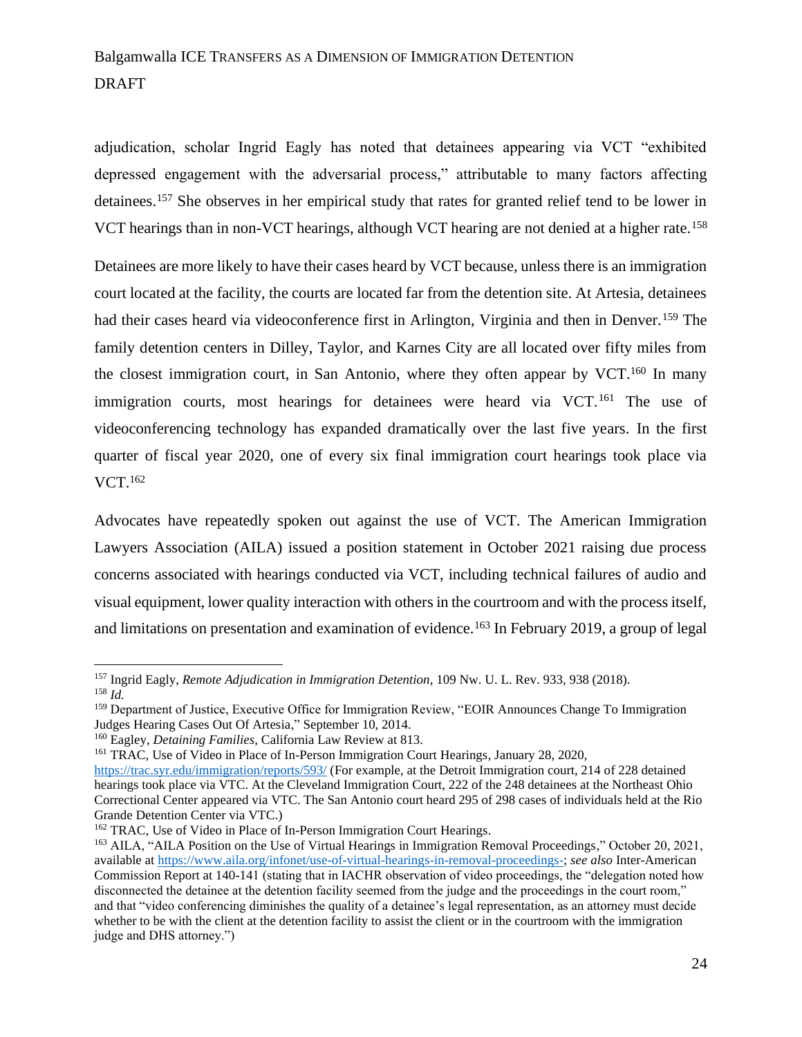adjudication, scholar Ingrid Eagly has noted that detainees appearing via VCT "exhibited depressed engagement with the adversarial process," attributable to many factors affecting detainees.[157] She observes in her empirical study that rates for granted relief tend to be lower in VCT hearings than in non-VCT hearings, although VCT hearing are not denied at a higher rate.[158]

Detainees are more likely to have their cases heard by VCT because, unless there is an immigration court located at the facility, the courts are located far from the detention site. At Artesia, detainees had their cases heard via videoconference first in Arlington, Virginia and then in Denver.[159] The family detention centers in Dilley, Taylor, and Karnes City are all located over fifty miles from the closest immigration court, in San Antonio, where they often appear by VCT.[160] In many immigration courts, most hearings for detainees were heard via VCT.[161] The use of videoconferencing technology has expanded dramatically over the last five years. In the first quarter of fiscal year 2020, one of every six final immigration court hearings took place via VCT.[162]

Advocates have repeatedly spoken out against the use of VCT. The American Immigration Lawyers Association (AILA) issued a position statement in October 2021 raising due process concerns associated with hearings conducted via VCT, including technical failures of audio and visual equipment, lower quality interaction with others in the courtroom and with the process itself, and limitations on presentation and examination of evidence.[163] In February 2019, a group of legal

---

[157] Ingrid Eagly, *Remote Adjudication in Immigration Detention*, 109 Nw. U. L. Rev. 933, 938 (2018).

[158] *Id.*

[159] Department of Justice, Executive Office for Immigration Review, "EOIR Announces Change To Immigration Judges Hearing Cases Out Of Artesia," September 10, 2014.

[160] Eagley, *Detaining Families*, California Law Review at 813.

[161] TRAC, Use of Video in Place of In-Person Immigration Court Hearings, January 28, 2020, https://trac.syr.edu/immigration/reports/593/ (For example, at the Detroit Immigration court, 214 of 228 detained hearings took place via VTC. At the Cleveland Immigration Court, 222 of the 248 detainees at the Northeast Ohio Correctional Center appeared via VTC. The San Antonio court heard 295 of 298 cases of individuals held at the Rio Grande Detention Center via VTC.)

[162] TRAC, Use of Video in Place of In-Person Immigration Court Hearings.

[163] AILA, "AILA Position on the Use of Virtual Hearings in Immigration Removal Proceedings," October 20, 2021, available at https://www.aila.org/infonet/use-of-virtual-hearings-in-removal-proceedings-; *see also* Inter-American Commission Report at 140-141 (stating that in IACHR observation of video proceedings, the "delegation noted how disconnected the detainee at the detention facility seemed from the judge and the proceedings in the court room," and that "video conferencing diminishes the quality of a detainee's legal representation, as an attorney must decide whether to be with the client at the detention facility to assist the client or in the courtroom with the immigration judge and DHS attorney.")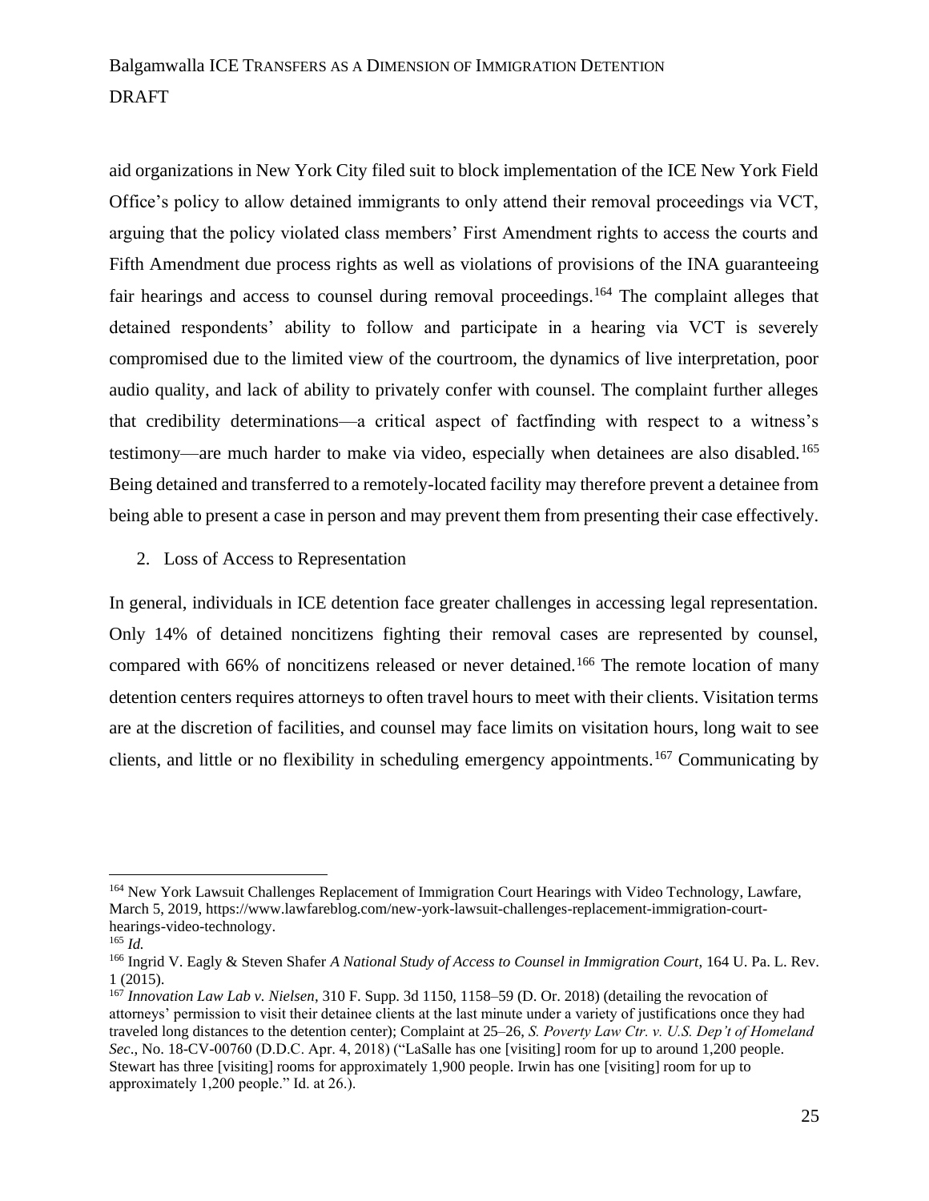aid organizations in New York City filed suit to block implementation of the ICE New York Field Office's policy to allow detained immigrants to only attend their removal proceedings via VCT, arguing that the policy violated class members' First Amendment rights to access the courts and Fifth Amendment due process rights as well as violations of provisions of the INA guaranteeing fair hearings and access to counsel during removal proceedings.[164] The complaint alleges that detained respondents' ability to follow and participate in a hearing via VCT is severely compromised due to the limited view of the courtroom, the dynamics of live interpretation, poor audio quality, and lack of ability to privately confer with counsel. The complaint further alleges that credibility determinations—a critical aspect of factfinding with respect to a witness's testimony—are much harder to make via video, especially when detainees are also disabled.[165] Being detained and transferred to a remotely-located facility may therefore prevent a detainee from being able to present a case in person and may prevent them from presenting their case effectively.

2. Loss of Access to Representation

In general, individuals in ICE detention face greater challenges in accessing legal representation. Only 14% of detained noncitizens fighting their removal cases are represented by counsel, compared with 66% of noncitizens released or never detained.[166] The remote location of many detention centers requires attorneys to often travel hours to meet with their clients. Visitation terms are at the discretion of facilities, and counsel may face limits on visitation hours, long wait to see clients, and little or no flexibility in scheduling emergency appointments.[167] Communicating by

---

[164] New York Lawsuit Challenges Replacement of Immigration Court Hearings with Video Technology, Lawfare, March 5, 2019, https://www.lawfareblog.com/new-york-lawsuit-challenges-replacement-immigration-court-hearings-video-technology.

[165] *Id.*

[166] Ingrid V. Eagly & Steven Shafer *A National Study of Access to Counsel in Immigration Court*, 164 U. Pa. L. Rev. 1 (2015).

[167] *Innovation Law Lab v. Nielsen*, 310 F. Supp. 3d 1150, 1158–59 (D. Or. 2018) (detailing the revocation of attorneys' permission to visit their detainee clients at the last minute under a variety of justifications once they had traveled long distances to the detention center); Complaint at 25–26, *S. Poverty Law Ctr. v. U.S. Dep't of Homeland Sec*., No. 18-CV-00760 (D.D.C. Apr. 4, 2018) ("LaSalle has one [visiting] room for up to around 1,200 people. Stewart has three [visiting] rooms for approximately 1,900 people. Irwin has one [visiting] room for up to approximately 1,200 people." Id. at 26.).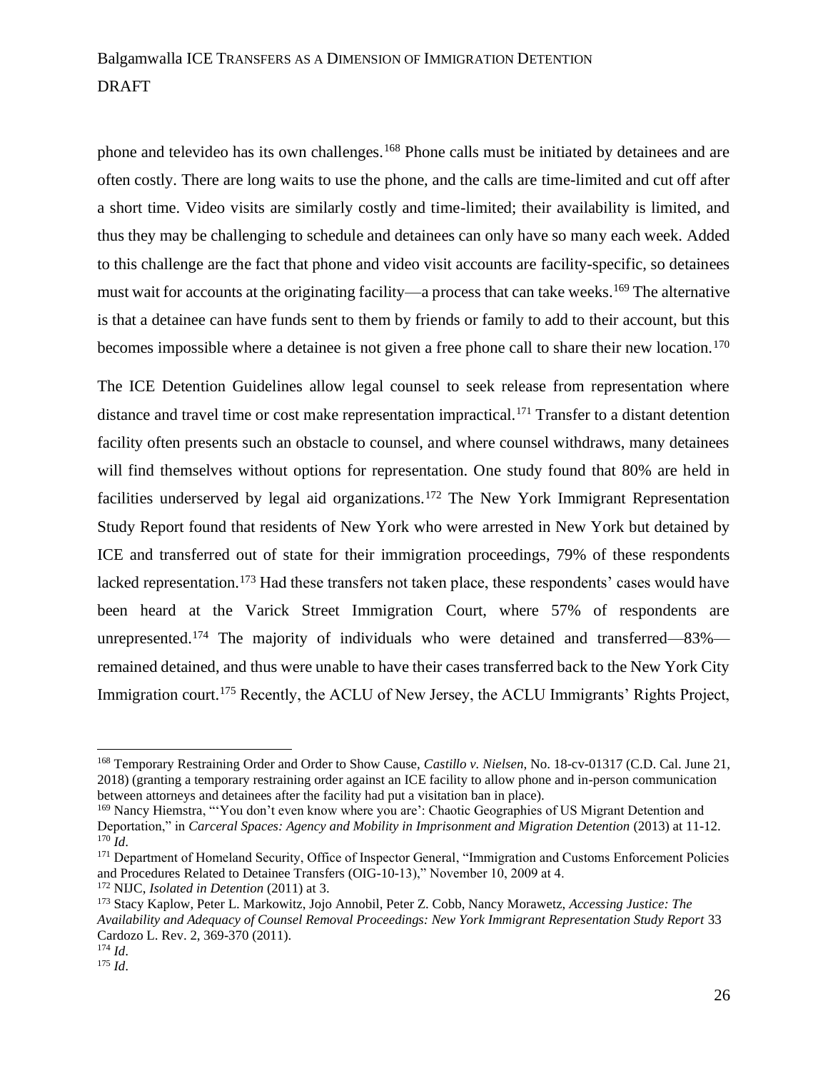phone and televideo has its own challenges.[168] Phone calls must be initiated by detainees and are often costly. There are long waits to use the phone, and the calls are time-limited and cut off after a short time. Video visits are similarly costly and time-limited; their availability is limited, and thus they may be challenging to schedule and detainees can only have so many each week. Added to this challenge are the fact that phone and video visit accounts are facility-specific, so detainees must wait for accounts at the originating facility—a process that can take weeks.[169] The alternative is that a detainee can have funds sent to them by friends or family to add to their account, but this becomes impossible where a detainee is not given a free phone call to share their new location.[170]

The ICE Detention Guidelines allow legal counsel to seek release from representation where distance and travel time or cost make representation impractical.[171] Transfer to a distant detention facility often presents such an obstacle to counsel, and where counsel withdraws, many detainees will find themselves without options for representation. One study found that 80% are held in facilities underserved by legal aid organizations.[172] The New York Immigrant Representation Study Report found that residents of New York who were arrested in New York but detained by ICE and transferred out of state for their immigration proceedings, 79% of these respondents lacked representation.[173] Had these transfers not taken place, these respondents' cases would have been heard at the Varick Street Immigration Court, where 57% of respondents are unrepresented.[174] The majority of individuals who were detained and transferred—83%—remained detained, and thus were unable to have their cases transferred back to the New York City Immigration court.[175] Recently, the ACLU of New Jersey, the ACLU Immigrants' Rights Project,

---

[168] Temporary Restraining Order and Order to Show Cause, *Castillo v. Nielsen*, No. 18-cv-01317 (C.D. Cal. June 21, 2018) (granting a temporary restraining order against an ICE facility to allow phone and in-person communication between attorneys and detainees after the facility had put a visitation ban in place).

[169] Nancy Hiemstra, "'You don't even know where you are': Chaotic Geographies of US Migrant Detention and Deportation," in *Carceral Spaces: Agency and Mobility in Imprisonment and Migration Detention* (2013) at 11-12.

[170] *Id*.

[171] Department of Homeland Security, Office of Inspector General, "Immigration and Customs Enforcement Policies and Procedures Related to Detainee Transfers (OIG-10-13)," November 10, 2009 at 4.

[172] NIJC, *Isolated in Detention* (2011) at 3.

[173] Stacy Kaplow, Peter L. Markowitz, Jojo Annobil, Peter Z. Cobb, Nancy Morawetz, *Accessing Justice: The Availability and Adequacy of Counsel Removal Proceedings: New York Immigrant Representation Study Report* 33 Cardozo L. Rev. 2, 369-370 (2011).

[174] *Id*.

[175] *Id*.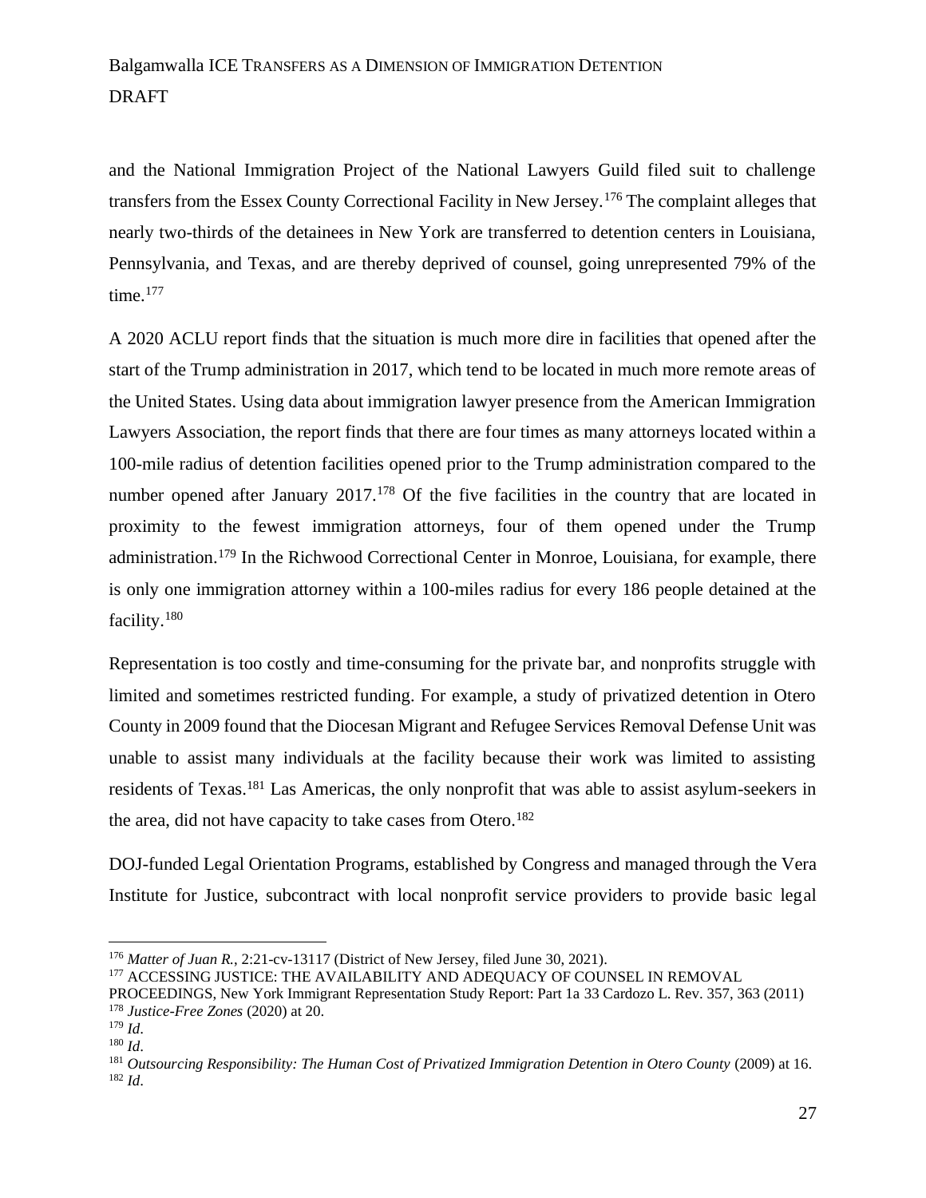and the National Immigration Project of the National Lawyers Guild filed suit to challenge transfers from the Essex County Correctional Facility in New Jersey.[176] The complaint alleges that nearly two-thirds of the detainees in New York are transferred to detention centers in Louisiana, Pennsylvania, and Texas, and are thereby deprived of counsel, going unrepresented 79% of the time.[177]

A 2020 ACLU report finds that the situation is much more dire in facilities that opened after the start of the Trump administration in 2017, which tend to be located in much more remote areas of the United States. Using data about immigration lawyer presence from the American Immigration Lawyers Association, the report finds that there are four times as many attorneys located within a 100-mile radius of detention facilities opened prior to the Trump administration compared to the number opened after January 2017.[178] Of the five facilities in the country that are located in proximity to the fewest immigration attorneys, four of them opened under the Trump administration.[179] In the Richwood Correctional Center in Monroe, Louisiana, for example, there is only one immigration attorney within a 100-miles radius for every 186 people detained at the facility.[180]

Representation is too costly and time-consuming for the private bar, and nonprofits struggle with limited and sometimes restricted funding. For example, a study of privatized detention in Otero County in 2009 found that the Diocesan Migrant and Refugee Services Removal Defense Unit was unable to assist many individuals at the facility because their work was limited to assisting residents of Texas.[181] Las Americas, the only nonprofit that was able to assist asylum-seekers in the area, did not have capacity to take cases from Otero.[182]

DOJ-funded Legal Orientation Programs, established by Congress and managed through the Vera Institute for Justice, subcontract with local nonprofit service providers to provide basic legal

---

[176] *Matter of Juan R.*, 2:21-cv-13117 (District of New Jersey, filed June 30, 2021).

[177] ACCESSING JUSTICE: THE AVAILABILITY AND ADEQUACY OF COUNSEL IN REMOVAL PROCEEDINGS, New York Immigrant Representation Study Report: Part 1a 33 Cardozo L. Rev. 357, 363 (2011)

[178] *Justice-Free Zones* (2020) at 20.

[179] *Id*.

[180] *Id*.

[181] *Outsourcing Responsibility: The Human Cost of Privatized Immigration Detention in Otero County* (2009) at 16.

[182] *Id*.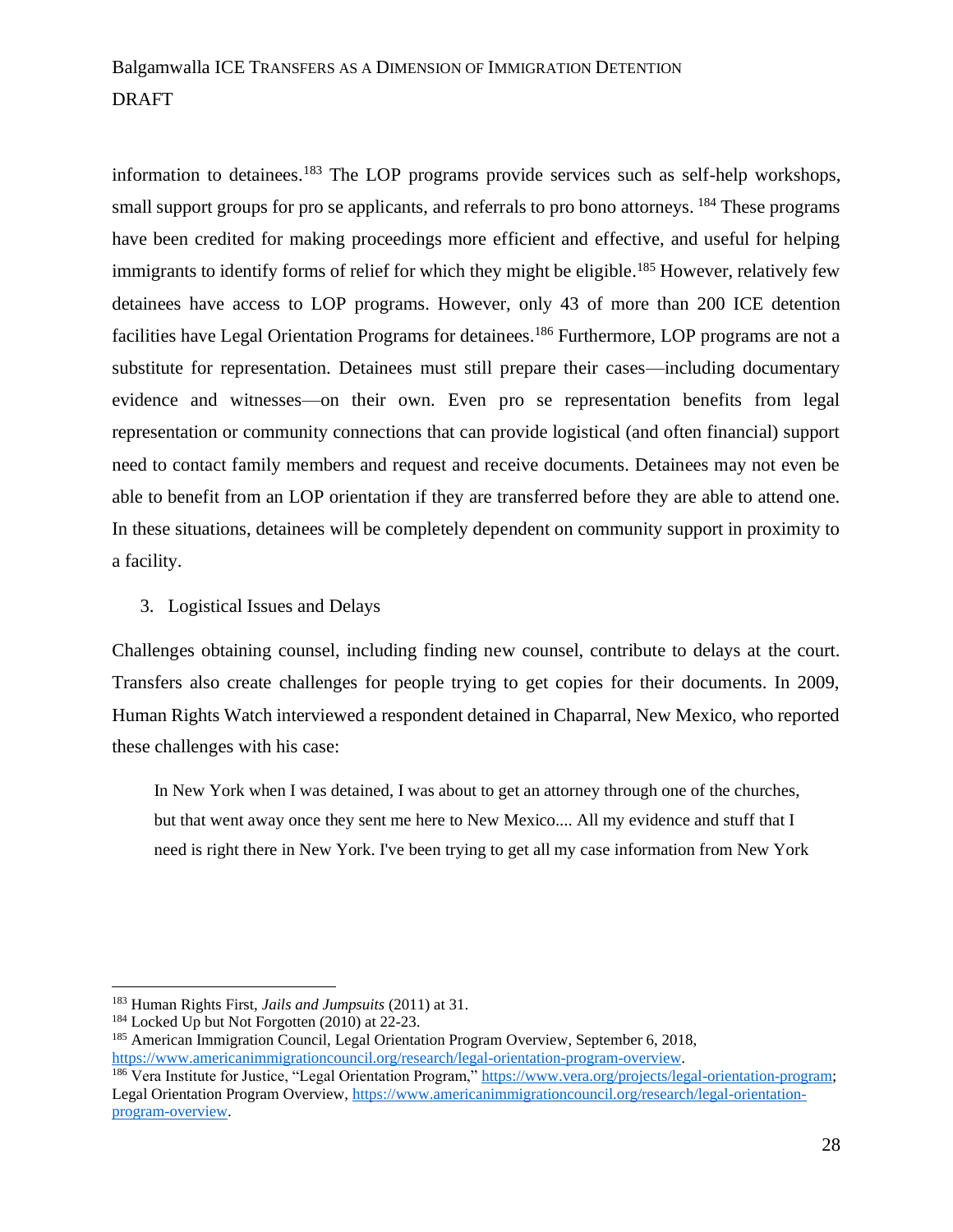information to detainees.[183] The LOP programs provide services such as self-help workshops, small support groups for pro se applicants, and referrals to pro bono attorneys. [184] These programs have been credited for making proceedings more efficient and effective, and useful for helping immigrants to identify forms of relief for which they might be eligible.[185] However, relatively few detainees have access to LOP programs. However, only 43 of more than 200 ICE detention facilities have Legal Orientation Programs for detainees.[186] Furthermore, LOP programs are not a substitute for representation. Detainees must still prepare their cases—including documentary evidence and witnesses—on their own. Even pro se representation benefits from legal representation or community connections that can provide logistical (and often financial) support need to contact family members and request and receive documents. Detainees may not even be able to benefit from an LOP orientation if they are transferred before they are able to attend one. In these situations, detainees will be completely dependent on community support in proximity to a facility.

3. Logistical Issues and Delays

Challenges obtaining counsel, including finding new counsel, contribute to delays at the court. Transfers also create challenges for people trying to get copies for their documents. In 2009, Human Rights Watch interviewed a respondent detained in Chaparral, New Mexico, who reported these challenges with his case:

> In New York when I was detained, I was about to get an attorney through one of the churches, but that went away once they sent me here to New Mexico.... All my evidence and stuff that I need is right there in New York. I've been trying to get all my case information from New York

---

[183] Human Rights First, *Jails and Jumpsuits* (2011) at 31.

[184] Locked Up but Not Forgotten (2010) at 22-23.

[185] American Immigration Council, Legal Orientation Program Overview, September 6, 2018, https://www.americanimmigrationcouncil.org/research/legal-orientation-program-overview.

[186] Vera Institute for Justice, "Legal Orientation Program," https://www.vera.org/projects/legal-orientation-program; Legal Orientation Program Overview, https://www.americanimmigrationcouncil.org/research/legal-orientation-program-overview.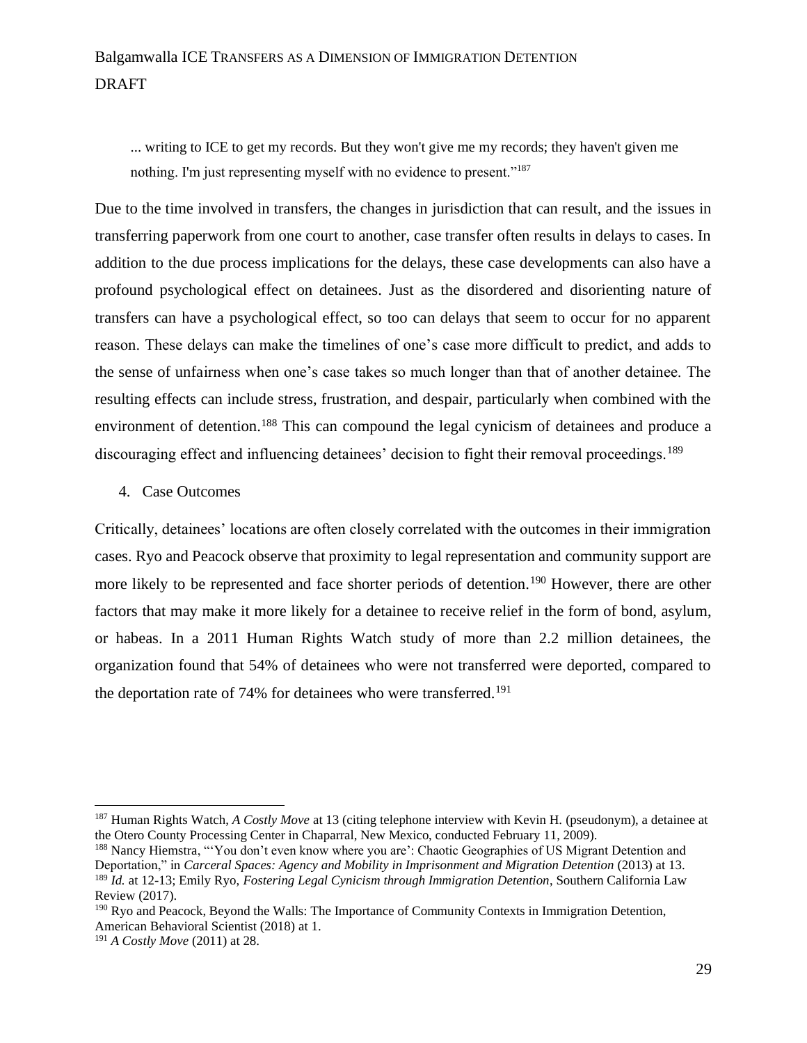... writing to ICE to get my records. But they won't give me my records; they haven't given me nothing. I'm just representing myself with no evidence to present."[187]

Due to the time involved in transfers, the changes in jurisdiction that can result, and the issues in transferring paperwork from one court to another, case transfer often results in delays to cases. In addition to the due process implications for the delays, these case developments can also have a profound psychological effect on detainees. Just as the disordered and disorienting nature of transfers can have a psychological effect, so too can delays that seem to occur for no apparent reason. These delays can make the timelines of one's case more difficult to predict, and adds to the sense of unfairness when one's case takes so much longer than that of another detainee. The resulting effects can include stress, frustration, and despair, particularly when combined with the environment of detention.[188] This can compound the legal cynicism of detainees and produce a discouraging effect and influencing detainees' decision to fight their removal proceedings.[189]

4. Case Outcomes

Critically, detainees' locations are often closely correlated with the outcomes in their immigration cases. Ryo and Peacock observe that proximity to legal representation and community support are more likely to be represented and face shorter periods of detention.[190] However, there are other factors that may make it more likely for a detainee to receive relief in the form of bond, asylum, or habeas. In a 2011 Human Rights Watch study of more than 2.2 million detainees, the organization found that 54% of detainees who were not transferred were deported, compared to the deportation rate of 74% for detainees who were transferred.[191]

---

[187] Human Rights Watch, *A Costly Move* at 13 (citing telephone interview with Kevin H. (pseudonym), a detainee at the Otero County Processing Center in Chaparral, New Mexico, conducted February 11, 2009).

[188] Nancy Hiemstra, "'You don't even know where you are': Chaotic Geographies of US Migrant Detention and Deportation," in *Carceral Spaces: Agency and Mobility in Imprisonment and Migration Detention* (2013) at 13.

[189] *Id.* at 12-13; Emily Ryo, *Fostering Legal Cynicism through Immigration Detention*, Southern California Law Review (2017).

[190] Ryo and Peacock, Beyond the Walls: The Importance of Community Contexts in Immigration Detention, American Behavioral Scientist (2018) at 1.

[191] *A Costly Move* (2011) at 28.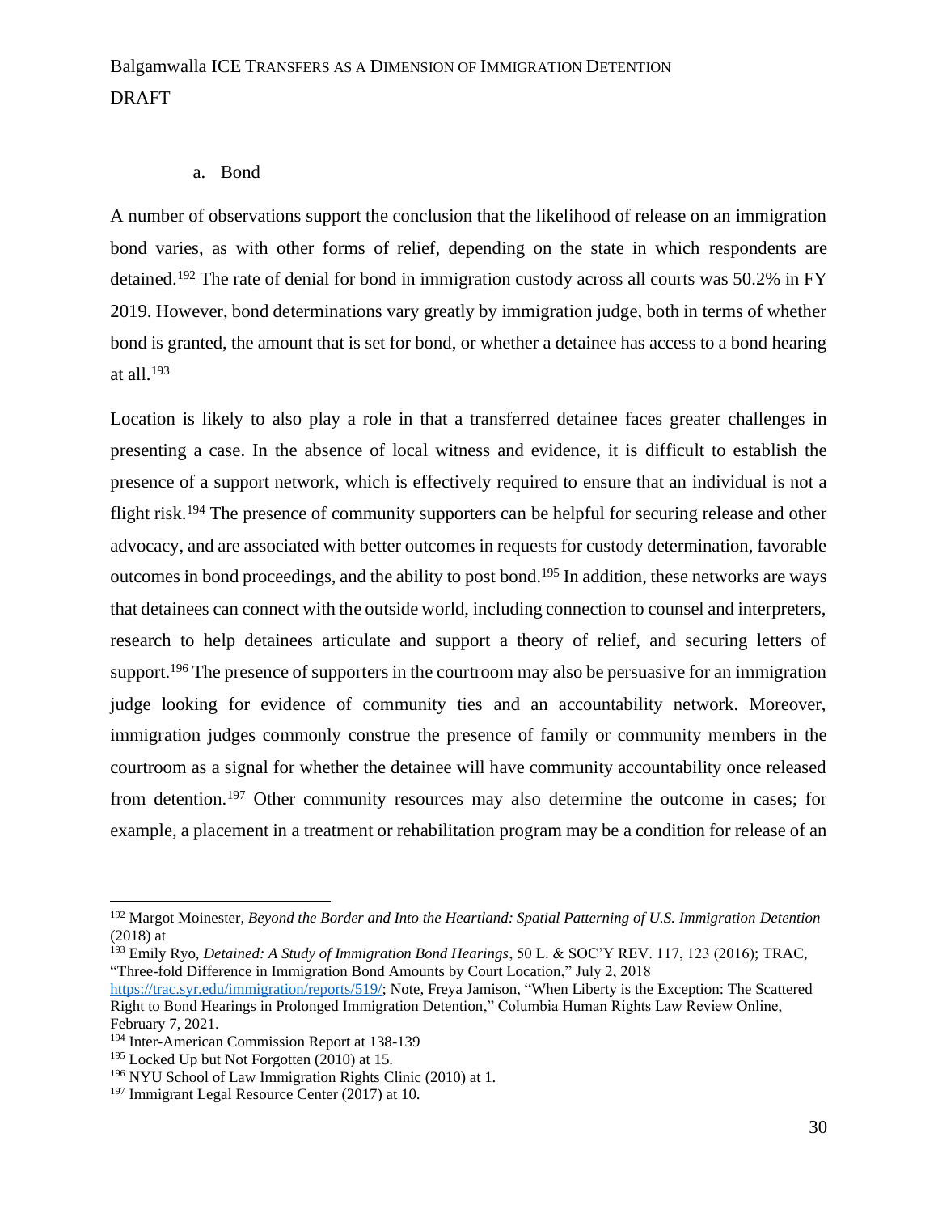a. Bond

A number of observations support the conclusion that the likelihood of release on an immigration bond varies, as with other forms of relief, depending on the state in which respondents are detained.[192] The rate of denial for bond in immigration custody across all courts was 50.2% in FY 2019. However, bond determinations vary greatly by immigration judge, both in terms of whether bond is granted, the amount that is set for bond, or whether a detainee has access to a bond hearing at all.[193]

Location is likely to also play a role in that a transferred detainee faces greater challenges in presenting a case. In the absence of local witness and evidence, it is difficult to establish the presence of a support network, which is effectively required to ensure that an individual is not a flight risk.[194] The presence of community supporters can be helpful for securing release and other advocacy, and are associated with better outcomes in requests for custody determination, favorable outcomes in bond proceedings, and the ability to post bond.[195] In addition, these networks are ways that detainees can connect with the outside world, including connection to counsel and interpreters, research to help detainees articulate and support a theory of relief, and securing letters of support.[196] The presence of supporters in the courtroom may also be persuasive for an immigration judge looking for evidence of community ties and an accountability network. Moreover, immigration judges commonly construe the presence of family or community members in the courtroom as a signal for whether the detainee will have community accountability once released from detention.[197] Other community resources may also determine the outcome in cases; for example, a placement in a treatment or rehabilitation program may be a condition for release of an

---

[192] Margot Moinester, *Beyond the Border and Into the Heartland: Spatial Patterning of U.S. Immigration Detention* (2018) at

[193] Emily Ryo, *Detained: A Study of Immigration Bond Hearings*, 50 L. & SOC'Y REV. 117, 123 (2016); TRAC, "Three-fold Difference in Immigration Bond Amounts by Court Location," July 2, 2018 https://trac.syr.edu/immigration/reports/519/; Note, Freya Jamison, "When Liberty is the Exception: The Scattered Right to Bond Hearings in Prolonged Immigration Detention," Columbia Human Rights Law Review Online, February 7, 2021.

[194] Inter-American Commission Report at 138-139

[195] Locked Up but Not Forgotten (2010) at 15.

[196] NYU School of Law Immigration Rights Clinic (2010) at 1.

[197] Immigrant Legal Resource Center (2017) at 10.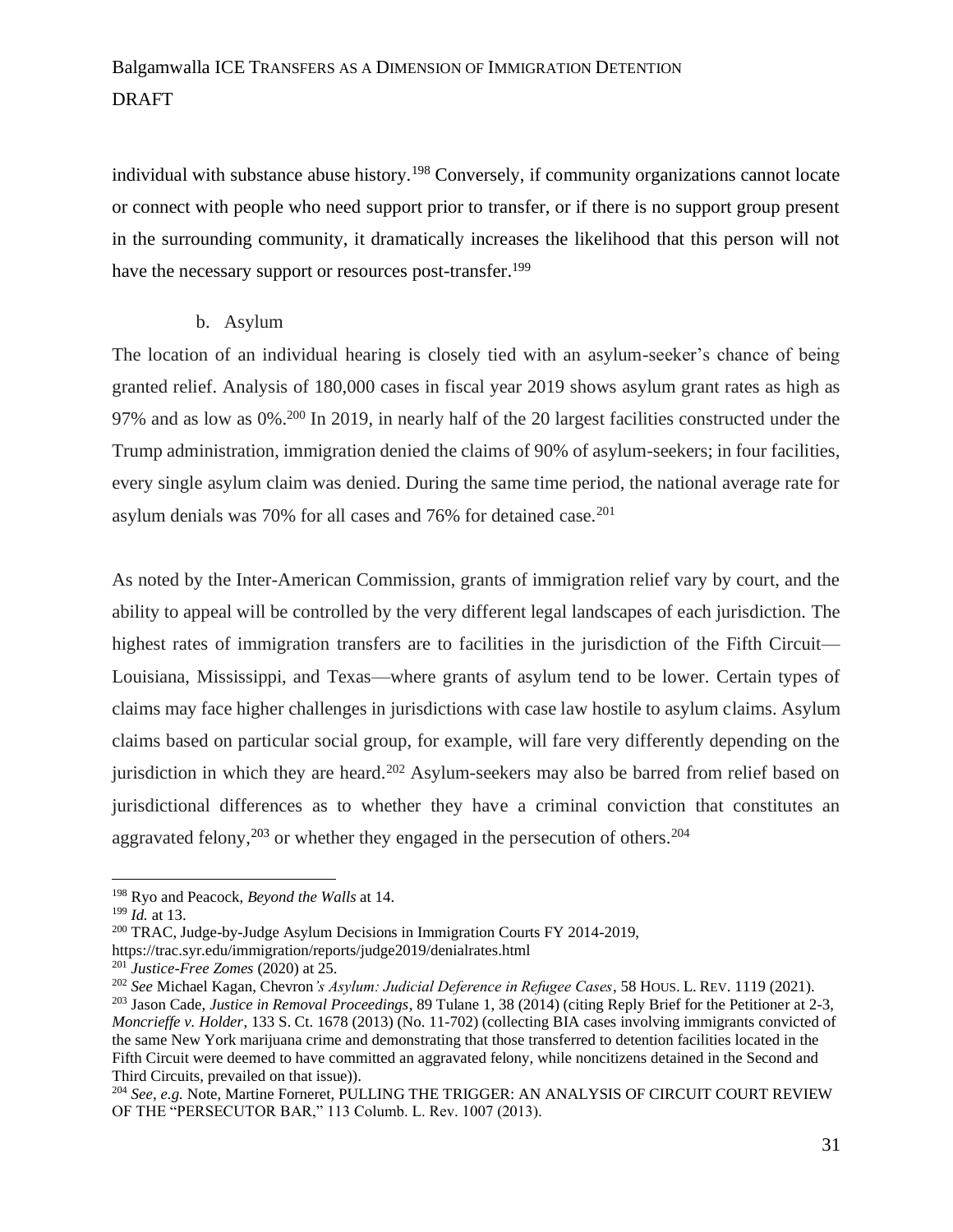individual with substance abuse history.[198] Conversely, if community organizations cannot locate or connect with people who need support prior to transfer, or if there is no support group present in the surrounding community, it dramatically increases the likelihood that this person will not have the necessary support or resources post-transfer.[199]

b. Asylum

The location of an individual hearing is closely tied with an asylum-seeker's chance of being granted relief. Analysis of 180,000 cases in fiscal year 2019 shows asylum grant rates as high as 97% and as low as 0%.[200] In 2019, in nearly half of the 20 largest facilities constructed under the Trump administration, immigration denied the claims of 90% of asylum-seekers; in four facilities, every single asylum claim was denied. During the same time period, the national average rate for asylum denials was 70% for all cases and 76% for detained case.[201]

As noted by the Inter-American Commission, grants of immigration relief vary by court, and the ability to appeal will be controlled by the very different legal landscapes of each jurisdiction. The highest rates of immigration transfers are to facilities in the jurisdiction of the Fifth Circuit—Louisiana, Mississippi, and Texas—where grants of asylum tend to be lower. Certain types of claims may face higher challenges in jurisdictions with case law hostile to asylum claims. Asylum claims based on particular social group, for example, will fare very differently depending on the jurisdiction in which they are heard.[202] Asylum-seekers may also be barred from relief based on jurisdictional differences as to whether they have a criminal conviction that constitutes an aggravated felony,[203] or whether they engaged in the persecution of others.[204]

---

[198] Ryo and Peacock, *Beyond the Walls* at 14.

[199] *Id.* at 13.

[200] TRAC, Judge-by-Judge Asylum Decisions in Immigration Courts FY 2014-2019, https://trac.syr.edu/immigration/reports/judge2019/denialrates.html

[201] *Justice-Free Zomes* (2020) at 25.

[202] *See* Michael Kagan, *Chevron's Asylum: Judicial Deference in Refugee Cases*, 58 HOUS. L. REV. 1119 (2021).

[203] Jason Cade, *Justice in Removal Proceedings*, 89 Tulane 1, 38 (2014) (citing Reply Brief for the Petitioner at 2-3, *Moncrieffe v. Holder*, 133 S. Ct. 1678 (2013) (No. 11-702) (collecting BIA cases involving immigrants convicted of the same New York marijuana crime and demonstrating that those transferred to detention facilities located in the Fifth Circuit were deemed to have committed an aggravated felony, while noncitizens detained in the Second and Third Circuits, prevailed on that issue)).

[204] *See, e.g.* Note, Martine Forneret, PULLING THE TRIGGER: AN ANALYSIS OF CIRCUIT COURT REVIEW OF THE "PERSECUTOR BAR," 113 Columb. L. Rev. 1007 (2013).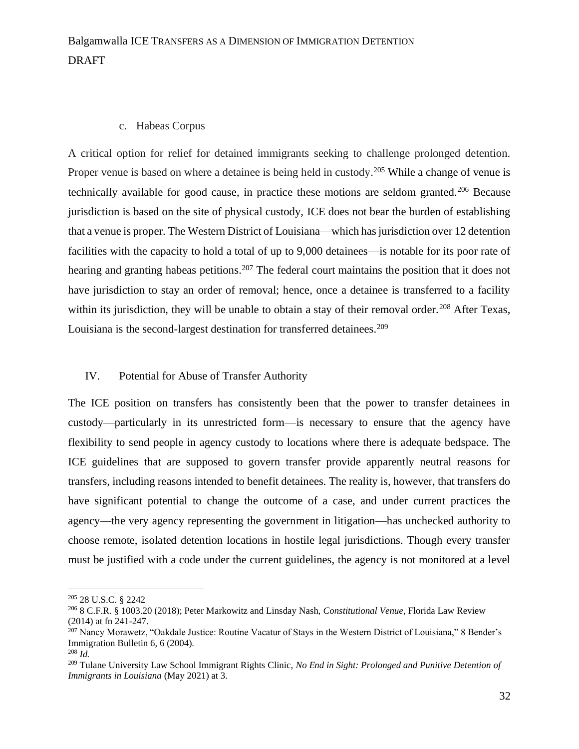### c. Habeas Corpus

A critical option for relief for detained immigrants seeking to challenge prolonged detention. Proper venue is based on where a detainee is being held in custody.[205] While a change of venue is technically available for good cause, in practice these motions are seldom granted.[206] Because jurisdiction is based on the site of physical custody, ICE does not bear the burden of establishing that a venue is proper. The Western District of Louisiana—which has jurisdiction over 12 detention facilities with the capacity to hold a total of up to 9,000 detainees—is notable for its poor rate of hearing and granting habeas petitions.[207] The federal court maintains the position that it does not have jurisdiction to stay an order of removal; hence, once a detainee is transferred to a facility within its jurisdiction, they will be unable to obtain a stay of their removal order.[208] After Texas, Louisiana is the second-largest destination for transferred detainees.[209]

## IV. Potential for Abuse of Transfer Authority

The ICE position on transfers has consistently been that the power to transfer detainees in custody—particularly in its unrestricted form—is necessary to ensure that the agency have flexibility to send people in agency custody to locations where there is adequate bedspace. The ICE guidelines that are supposed to govern transfer provide apparently neutral reasons for transfers, including reasons intended to benefit detainees. The reality is, however, that transfers do have significant potential to change the outcome of a case, and under current practices the agency—the very agency representing the government in litigation—has unchecked authority to choose remote, isolated detention locations in hostile legal jurisdictions. Though every transfer must be justified with a code under the current guidelines, the agency is not monitored at a level

---

[205] 28 U.S.C. § 2242

[206] 8 C.F.R. § 1003.20 (2018); Peter Markowitz and Linsday Nash, *Constitutional Venue*, Florida Law Review (2014) at fn 241-247.

[207] Nancy Morawetz, "Oakdale Justice: Routine Vacatur of Stays in the Western District of Louisiana," 8 Bender's Immigration Bulletin 6, 6 (2004).

[208] *Id.*

[209] Tulane University Law School Immigrant Rights Clinic, *No End in Sight: Prolonged and Punitive Detention of Immigrants in Louisiana* (May 2021) at 3.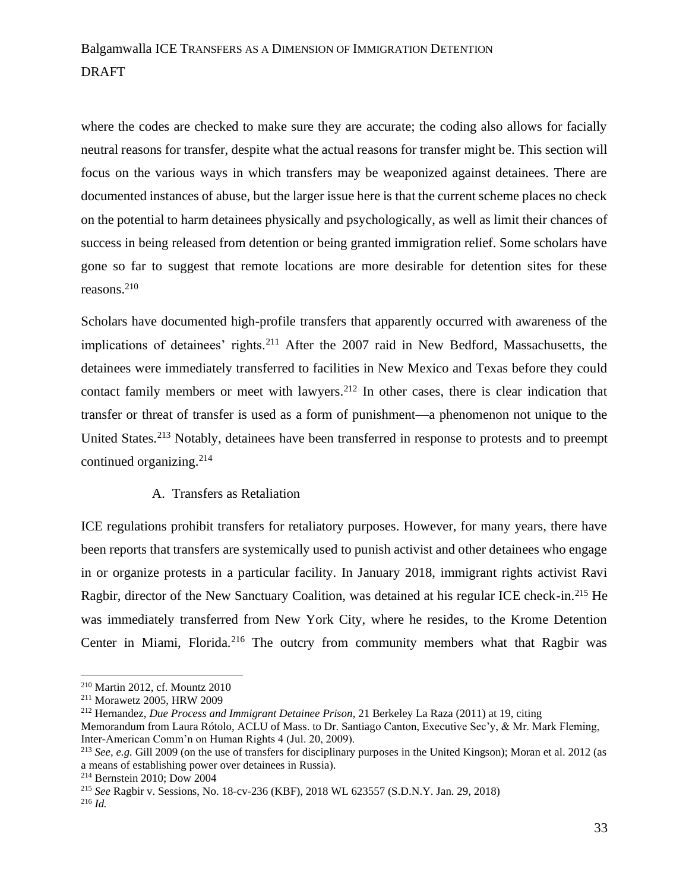where the codes are checked to make sure they are accurate; the coding also allows for facially neutral reasons for transfer, despite what the actual reasons for transfer might be. This section will focus on the various ways in which transfers may be weaponized against detainees. There are documented instances of abuse, but the larger issue here is that the current scheme places no check on the potential to harm detainees physically and psychologically, as well as limit their chances of success in being released from detention or being granted immigration relief. Some scholars have gone so far to suggest that remote locations are more desirable for detention sites for these reasons.[210]

Scholars have documented high-profile transfers that apparently occurred with awareness of the implications of detainees' rights.[211] After the 2007 raid in New Bedford, Massachusetts, the detainees were immediately transferred to facilities in New Mexico and Texas before they could contact family members or meet with lawyers.[212] In other cases, there is clear indication that transfer or threat of transfer is used as a form of punishment—a phenomenon not unique to the United States.[213] Notably, detainees have been transferred in response to protests and to preempt continued organizing.[214]

## A. Transfers as Retaliation

ICE regulations prohibit transfers for retaliatory purposes. However, for many years, there have been reports that transfers are systemically used to punish activist and other detainees who engage in or organize protests in a particular facility. In January 2018, immigrant rights activist Ravi Ragbir, director of the New Sanctuary Coalition, was detained at his regular ICE check-in.[215] He was immediately transferred from New York City, where he resides, to the Krome Detention Center in Miami, Florida.[216] The outcry from community members what that Ragbir was

---

[210] Martin 2012, cf. Mountz 2010

[211] Morawetz 2005, HRW 2009

[212] Hernandez, *Due Process and Immigrant Detainee Prison*, 21 Berkeley La Raza (2011) at 19, citing Memorandum from Laura Rótolo, ACLU of Mass. to Dr. Santiago Canton, Executive Sec'y, & Mr. Mark Fleming, Inter-American Comm'n on Human Rights 4 (Jul. 20, 2009).

[213] *See, e.g.* Gill 2009 (on the use of transfers for disciplinary purposes in the United Kingson); Moran et al. 2012 (as a means of establishing power over detainees in Russia).

[214] Bernstein 2010; Dow 2004

[215] *See* Ragbir v. Sessions, No. 18-cv-236 (KBF), 2018 WL 623557 (S.D.N.Y. Jan. 29, 2018)

[216] *Id.*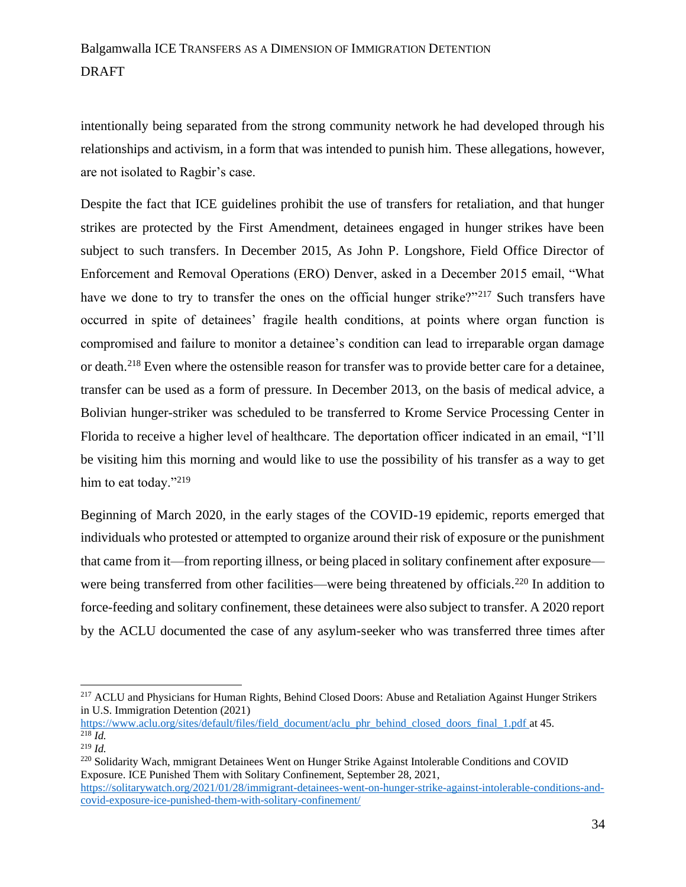intentionally being separated from the strong community network he had developed through his relationships and activism, in a form that was intended to punish him. These allegations, however, are not isolated to Ragbir's case.

Despite the fact that ICE guidelines prohibit the use of transfers for retaliation, and that hunger strikes are protected by the First Amendment, detainees engaged in hunger strikes have been subject to such transfers. In December 2015, As John P. Longshore, Field Office Director of Enforcement and Removal Operations (ERO) Denver, asked in a December 2015 email, "What have we done to try to transfer the ones on the official hunger strike?"[217] Such transfers have occurred in spite of detainees' fragile health conditions, at points where organ function is compromised and failure to monitor a detainee's condition can lead to irreparable organ damage or death.[218] Even where the ostensible reason for transfer was to provide better care for a detainee, transfer can be used as a form of pressure. In December 2013, on the basis of medical advice, a Bolivian hunger-striker was scheduled to be transferred to Krome Service Processing Center in Florida to receive a higher level of healthcare. The deportation officer indicated in an email, "I'll be visiting him this morning and would like to use the possibility of his transfer as a way to get him to eat today."[219]

Beginning of March 2020, in the early stages of the COVID-19 epidemic, reports emerged that individuals who protested or attempted to organize around their risk of exposure or the punishment that came from it—from reporting illness, or being placed in solitary confinement after exposure—were being transferred from other facilities—were being threatened by officials.[220] In addition to force-feeding and solitary confinement, these detainees were also subject to transfer. A 2020 report by the ACLU documented the case of any asylum-seeker who was transferred three times after

---

[217] ACLU and Physicians for Human Rights, Behind Closed Doors: Abuse and Retaliation Against Hunger Strikers in U.S. Immigration Detention (2021) https://www.aclu.org/sites/default/files/field_document/aclu_phr_behind_closed_doors_final_1.pdf at 45.

[218] *Id.*

[219] *Id.*

[220] Solidarity Wach, mmigrant Detainees Went on Hunger Strike Against Intolerable Conditions and COVID Exposure. ICE Punished Them with Solitary Confinement, September 28, 2021, https://solitarywatch.org/2021/01/28/immigrant-detainees-went-on-hunger-strike-against-intolerable-conditions-and-covid-exposure-ice-punished-them-with-solitary-confinement/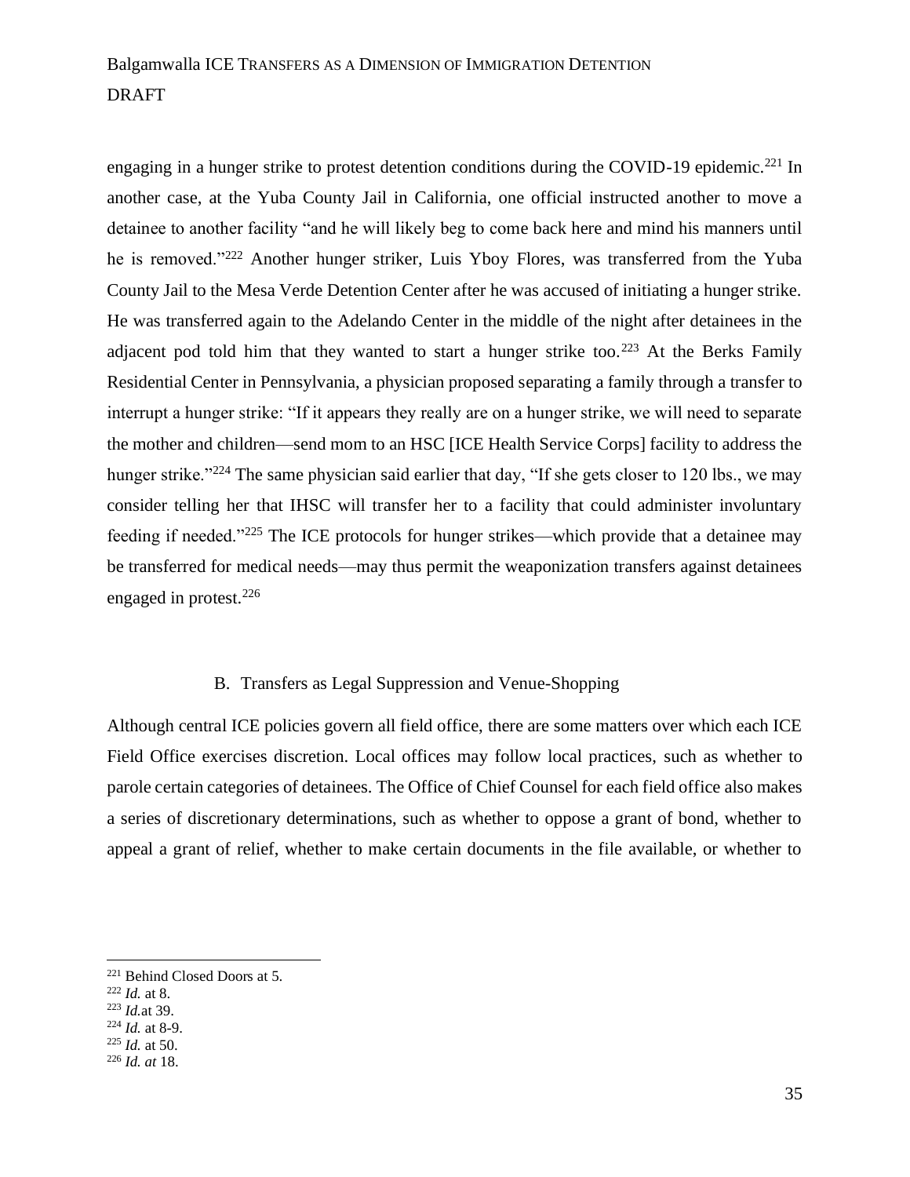engaging in a hunger strike to protest detention conditions during the COVID-19 epidemic.[221] In another case, at the Yuba County Jail in California, one official instructed another to move a detainee to another facility "and he will likely beg to come back here and mind his manners until he is removed."[222] Another hunger striker, Luis Yboy Flores, was transferred from the Yuba County Jail to the Mesa Verde Detention Center after he was accused of initiating a hunger strike. He was transferred again to the Adelando Center in the middle of the night after detainees in the adjacent pod told him that they wanted to start a hunger strike too.[223] At the Berks Family Residential Center in Pennsylvania, a physician proposed separating a family through a transfer to interrupt a hunger strike: "If it appears they really are on a hunger strike, we will need to separate the mother and children—send mom to an HSC [ICE Health Service Corps] facility to address the hunger strike."[224] The same physician said earlier that day, "If she gets closer to 120 lbs., we may consider telling her that IHSC will transfer her to a facility that could administer involuntary feeding if needed."[225] The ICE protocols for hunger strikes—which provide that a detainee may be transferred for medical needs—may thus permit the weaponization transfers against detainees engaged in protest.[226]

### B. Transfers as Legal Suppression and Venue-Shopping

Although central ICE policies govern all field office, there are some matters over which each ICE Field Office exercises discretion. Local offices may follow local practices, such as whether to parole certain categories of detainees. The Office of Chief Counsel for each field office also makes a series of discretionary determinations, such as whether to oppose a grant of bond, whether to appeal a grant of relief, whether to make certain documents in the file available, or whether to

---

[221] Behind Closed Doors at 5.

[222] *Id.* at 8.

[223] *Id.*at 39.

[224] *Id.* at 8-9.

[225] *Id.* at 50.

[226] *Id. at* 18.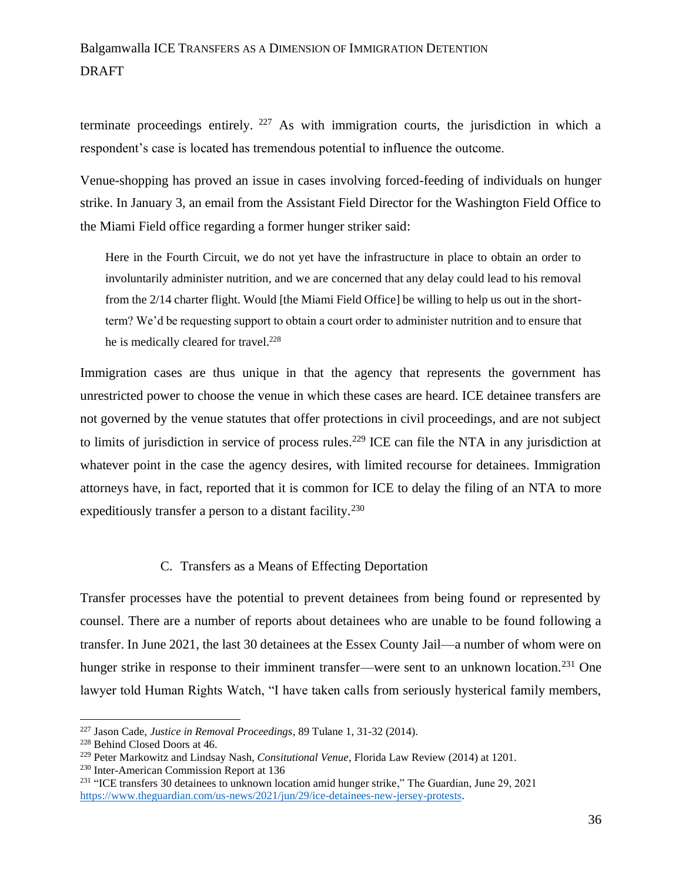terminate proceedings entirely.[227] As with immigration courts, the jurisdiction in which a respondent's case is located has tremendous potential to influence the outcome.

Venue-shopping has proved an issue in cases involving forced-feeding of individuals on hunger strike. In January 3, an email from the Assistant Field Director for the Washington Field Office to the Miami Field office regarding a former hunger striker said:

> Here in the Fourth Circuit, we do not yet have the infrastructure in place to obtain an order to involuntarily administer nutrition, and we are concerned that any delay could lead to his removal from the 2/14 charter flight. Would [the Miami Field Office] be willing to help us out in the short-term? We'd be requesting support to obtain a court order to administer nutrition and to ensure that he is medically cleared for travel.[228]

Immigration cases are thus unique in that the agency that represents the government has unrestricted power to choose the venue in which these cases are heard. ICE detainee transfers are not governed by the venue statutes that offer protections in civil proceedings, and are not subject to limits of jurisdiction in service of process rules.[229] ICE can file the NTA in any jurisdiction at whatever point in the case the agency desires, with limited recourse for detainees. Immigration attorneys have, in fact, reported that it is common for ICE to delay the filing of an NTA to more expeditiously transfer a person to a distant facility.[230]

### C. Transfers as a Means of Effecting Deportation

Transfer processes have the potential to prevent detainees from being found or represented by counsel. There are a number of reports about detainees who are unable to be found following a transfer. In June 2021, the last 30 detainees at the Essex County Jail—a number of whom were on hunger strike in response to their imminent transfer—were sent to an unknown location.[231] One lawyer told Human Rights Watch, "I have taken calls from seriously hysterical family members,

---

[227] Jason Cade, *Justice in Removal Proceedings*, 89 Tulane 1, 31-32 (2014).

[228] Behind Closed Doors at 46.

[229] Peter Markowitz and Lindsay Nash, *Consitutional Venue*, Florida Law Review (2014) at 1201.

[230] Inter-American Commission Report at 136

[231] "ICE transfers 30 detainees to unknown location amid hunger strike," The Guardian, June 29, 2021 https://www.theguardian.com/us-news/2021/jun/29/ice-detainees-new-jersey-protests.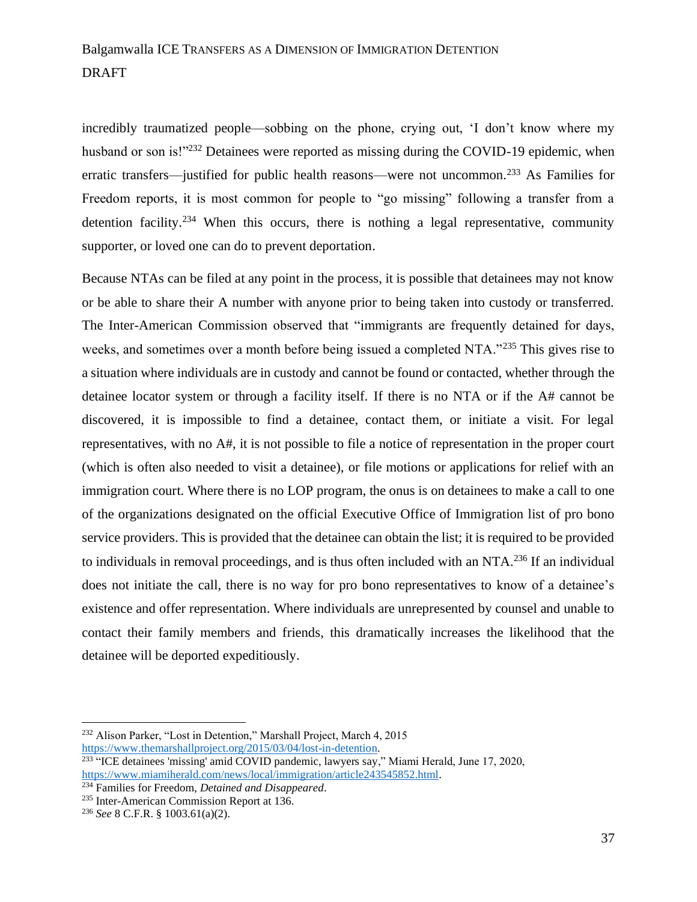incredibly traumatized people—sobbing on the phone, crying out, 'I don't know where my husband or son is!"[232] Detainees were reported as missing during the COVID-19 epidemic, when erratic transfers—justified for public health reasons—were not uncommon.[233] As Families for Freedom reports, it is most common for people to "go missing" following a transfer from a detention facility.[234] When this occurs, there is nothing a legal representative, community supporter, or loved one can do to prevent deportation.

Because NTAs can be filed at any point in the process, it is possible that detainees may not know or be able to share their A number with anyone prior to being taken into custody or transferred. The Inter-American Commission observed that "immigrants are frequently detained for days, weeks, and sometimes over a month before being issued a completed NTA."[235] This gives rise to a situation where individuals are in custody and cannot be found or contacted, whether through the detainee locator system or through a facility itself. If there is no NTA or if the A# cannot be discovered, it is impossible to find a detainee, contact them, or initiate a visit. For legal representatives, with no A#, it is not possible to file a notice of representation in the proper court (which is often also needed to visit a detainee), or file motions or applications for relief with an immigration court. Where there is no LOP program, the onus is on detainees to make a call to one of the organizations designated on the official Executive Office of Immigration list of pro bono service providers. This is provided that the detainee can obtain the list; it is required to be provided to individuals in removal proceedings, and is thus often included with an NTA.[236] If an individual does not initiate the call, there is no way for pro bono representatives to know of a detainee's existence and offer representation. Where individuals are unrepresented by counsel and unable to contact their family members and friends, this dramatically increases the likelihood that the detainee will be deported expeditiously.

---

[232] Alison Parker, "Lost in Detention," Marshall Project, March 4, 2015 https://www.themarshallproject.org/2015/03/04/lost-in-detention.

[233] "ICE detainees 'missing' amid COVID pandemic, lawyers say," Miami Herald, June 17, 2020, https://www.miamiherald.com/news/local/immigration/article243545852.html.

[234] Families for Freedom, *Detained and Disappeared*.

[235] Inter-American Commission Report at 136.

[236] *See* 8 C.F.R. § 1003.61(a)(2).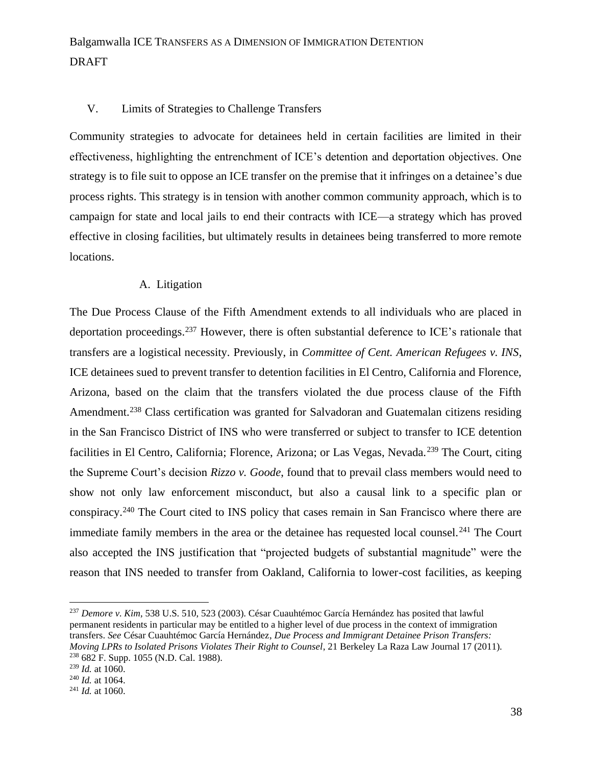## V. Limits of Strategies to Challenge Transfers

Community strategies to advocate for detainees held in certain facilities are limited in their effectiveness, highlighting the entrenchment of ICE's detention and deportation objectives. One strategy is to file suit to oppose an ICE transfer on the premise that it infringes on a detainee's due process rights. This strategy is in tension with another common community approach, which is to campaign for state and local jails to end their contracts with ICE—a strategy which has proved effective in closing facilities, but ultimately results in detainees being transferred to more remote locations.

### A. Litigation

The Due Process Clause of the Fifth Amendment extends to all individuals who are placed in deportation proceedings.[237] However, there is often substantial deference to ICE's rationale that transfers are a logistical necessity. Previously, in *Committee of Cent. American Refugees v. INS*, ICE detainees sued to prevent transfer to detention facilities in El Centro, California and Florence, Arizona, based on the claim that the transfers violated the due process clause of the Fifth Amendment.[238] Class certification was granted for Salvadoran and Guatemalan citizens residing in the San Francisco District of INS who were transferred or subject to transfer to ICE detention facilities in El Centro, California; Florence, Arizona; or Las Vegas, Nevada.[239] The Court, citing the Supreme Court's decision *Rizzo v. Goode*, found that to prevail class members would need to show not only law enforcement misconduct, but also a causal link to a specific plan or conspiracy.[240] The Court cited to INS policy that cases remain in San Francisco where there are immediate family members in the area or the detainee has requested local counsel.[241] The Court also accepted the INS justification that "projected budgets of substantial magnitude" were the reason that INS needed to transfer from Oakland, California to lower-cost facilities, as keeping

---

[237] *Demore v. Kim*, 538 U.S. 510, 523 (2003). César Cuauhtémoc García Hernández has posited that lawful permanent residents in particular may be entitled to a higher level of due process in the context of immigration transfers. *See* César Cuauhtémoc García Hernández, *Due Process and Immigrant Detainee Prison Transfers: Moving LPRs to Isolated Prisons Violates Their Right to Counsel*, 21 Berkeley La Raza Law Journal 17 (2011).

[238] 682 F. Supp. 1055 (N.D. Cal. 1988).

[239] *Id.* at 1060.

[240] *Id.* at 1064.

[241] *Id.* at 1060.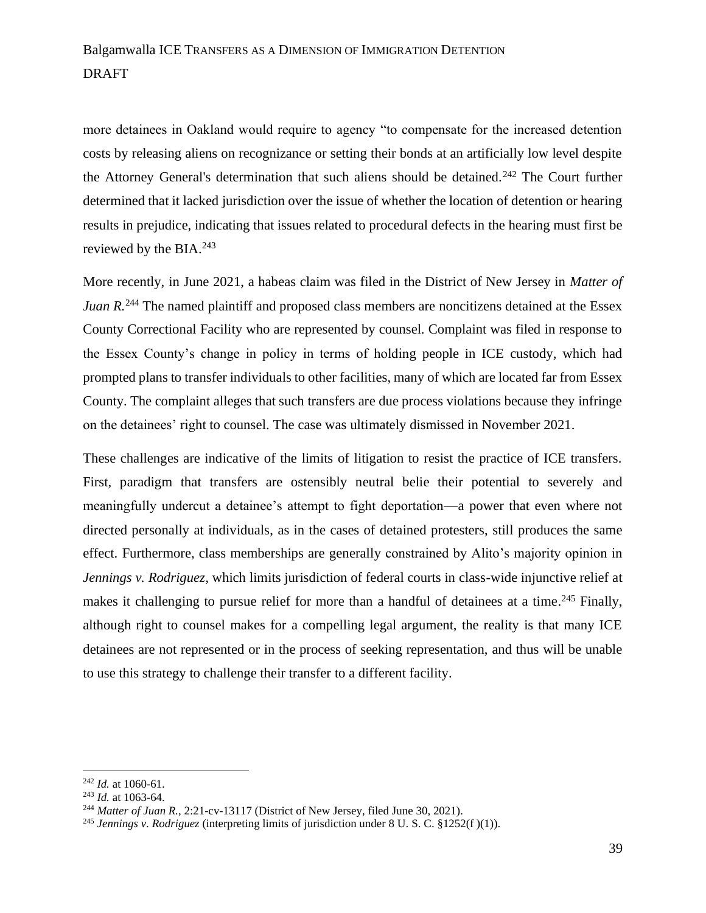more detainees in Oakland would require to agency "to compensate for the increased detention costs by releasing aliens on recognizance or setting their bonds at an artificially low level despite the Attorney General's determination that such aliens should be detained.[242] The Court further determined that it lacked jurisdiction over the issue of whether the location of detention or hearing results in prejudice, indicating that issues related to procedural defects in the hearing must first be reviewed by the BIA.[243]

More recently, in June 2021, a habeas claim was filed in the District of New Jersey in *Matter of Juan R.*[244] The named plaintiff and proposed class members are noncitizens detained at the Essex County Correctional Facility who are represented by counsel. Complaint was filed in response to the Essex County's change in policy in terms of holding people in ICE custody, which had prompted plans to transfer individuals to other facilities, many of which are located far from Essex County. The complaint alleges that such transfers are due process violations because they infringe on the detainees' right to counsel. The case was ultimately dismissed in November 2021.

These challenges are indicative of the limits of litigation to resist the practice of ICE transfers. First, paradigm that transfers are ostensibly neutral belie their potential to severely and meaningfully undercut a detainee's attempt to fight deportation—a power that even where not directed personally at individuals, as in the cases of detained protesters, still produces the same effect. Furthermore, class memberships are generally constrained by Alito's majority opinion in *Jennings v. Rodriguez*, which limits jurisdiction of federal courts in class-wide injunctive relief at makes it challenging to pursue relief for more than a handful of detainees at a time.[245] Finally, although right to counsel makes for a compelling legal argument, the reality is that many ICE detainees are not represented or in the process of seeking representation, and thus will be unable to use this strategy to challenge their transfer to a different facility.

---

[242] *Id.* at 1060-61.

[243] *Id.* at 1063-64.

[244] *Matter of Juan R.*, 2:21-cv-13117 (District of New Jersey, filed June 30, 2021).

[245] *Jennings v. Rodriguez* (interpreting limits of jurisdiction under 8 U. S. C. §1252(f )(1)).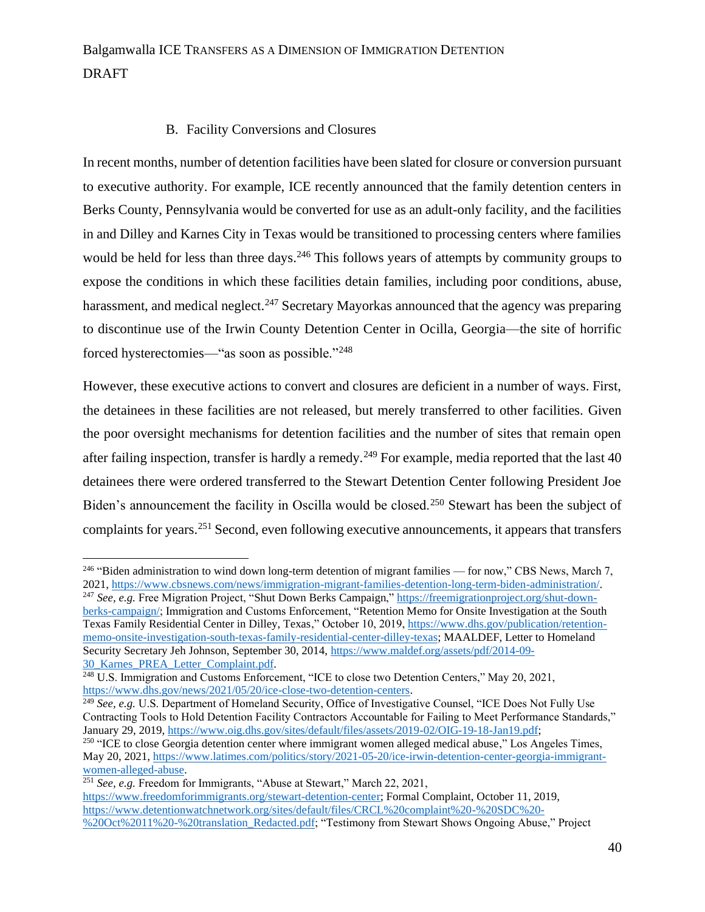### B. Facility Conversions and Closures

In recent months, number of detention facilities have been slated for closure or conversion pursuant to executive authority. For example, ICE recently announced that the family detention centers in Berks County, Pennsylvania would be converted for use as an adult-only facility, and the facilities in and Dilley and Karnes City in Texas would be transitioned to processing centers where families would be held for less than three days.[246] This follows years of attempts by community groups to expose the conditions in which these facilities detain families, including poor conditions, abuse, harassment, and medical neglect.[247] Secretary Mayorkas announced that the agency was preparing to discontinue use of the Irwin County Detention Center in Ocilla, Georgia—the site of horrific forced hysterectomies—"as soon as possible."[248]

However, these executive actions to convert and closures are deficient in a number of ways. First, the detainees in these facilities are not released, but merely transferred to other facilities. Given the poor oversight mechanisms for detention facilities and the number of sites that remain open after failing inspection, transfer is hardly a remedy.[249] For example, media reported that the last 40 detainees there were ordered transferred to the Stewart Detention Center following President Joe Biden's announcement the facility in Oscilla would be closed.[250] Stewart has been the subject of complaints for years.[251] Second, even following executive announcements, it appears that transfers

---

[246] "Biden administration to wind down long-term detention of migrant families — for now," CBS News, March 7, 2021, https://www.cbsnews.com/news/immigration-migrant-families-detention-long-term-biden-administration/.

[247] *See, e.g.* Free Migration Project, "Shut Down Berks Campaign," https://freemigrationproject.org/shut-down-berks-campaign/; Immigration and Customs Enforcement, "Retention Memo for Onsite Investigation at the South Texas Family Residential Center in Dilley, Texas," October 10, 2019, https://www.dhs.gov/publication/retention-memo-onsite-investigation-south-texas-family-residential-center-dilley-texas; MAALDEF, Letter to Homeland Security Secretary Jeh Johnson, September 30, 2014, https://www.maldef.org/assets/pdf/2014-09-30_Karnes_PREA_Letter_Complaint.pdf.

[248] U.S. Immigration and Customs Enforcement, "ICE to close two Detention Centers," May 20, 2021, https://www.dhs.gov/news/2021/05/20/ice-close-two-detention-centers.

[249] *See, e.g.* U.S. Department of Homeland Security, Office of Investigative Counsel, "ICE Does Not Fully Use Contracting Tools to Hold Detention Facility Contractors Accountable for Failing to Meet Performance Standards," January 29, 2019, https://www.oig.dhs.gov/sites/default/files/assets/2019-02/OIG-19-18-Jan19.pdf;

[250] "ICE to close Georgia detention center where immigrant women alleged medical abuse," Los Angeles Times, May 20, 2021, https://www.latimes.com/politics/story/2021-05-20/ice-irwin-detention-center-georgia-immigrant-women-alleged-abuse.

[251] *See, e.g.* Freedom for Immigrants, "Abuse at Stewart," March 22, 2021, https://www.freedomforimmigrants.org/stewart-detention-center; Formal Complaint, October 11, 2019, https://www.detentionwatchnetwork.org/sites/default/files/CRCL%20complaint%20-%20SDC%20-%20Oct%2011%20-%20translation_Redacted.pdf; "Testimony from Stewart Shows Ongoing Abuse," Project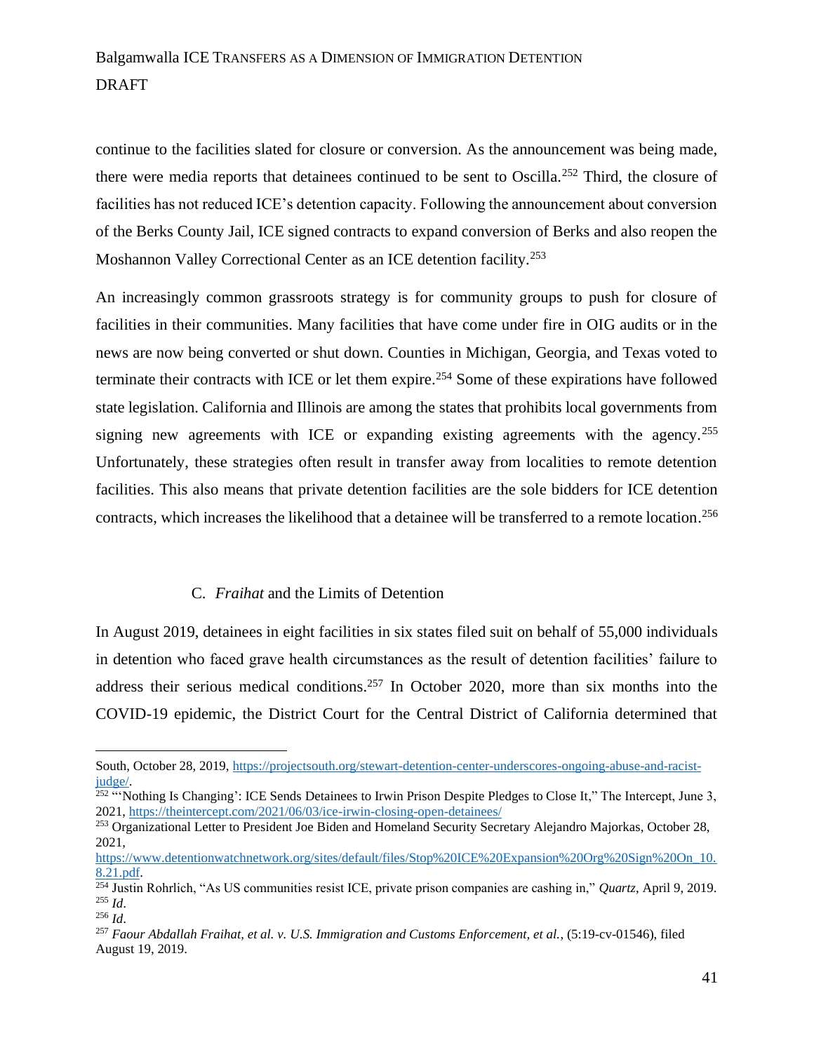continue to the facilities slated for closure or conversion. As the announcement was being made, there were media reports that detainees continued to be sent to Oscilla.[252] Third, the closure of facilities has not reduced ICE's detention capacity. Following the announcement about conversion of the Berks County Jail, ICE signed contracts to expand conversion of Berks and also reopen the Moshannon Valley Correctional Center as an ICE detention facility.[253]

An increasingly common grassroots strategy is for community groups to push for closure of facilities in their communities. Many facilities that have come under fire in OIG audits or in the news are now being converted or shut down. Counties in Michigan, Georgia, and Texas voted to terminate their contracts with ICE or let them expire.[254] Some of these expirations have followed state legislation. California and Illinois are among the states that prohibits local governments from signing new agreements with ICE or expanding existing agreements with the agency.[255] Unfortunately, these strategies often result in transfer away from localities to remote detention facilities. This also means that private detention facilities are the sole bidders for ICE detention contracts, which increases the likelihood that a detainee will be transferred to a remote location.[256]

### C. *Fraihat* and the Limits of Detention

In August 2019, detainees in eight facilities in six states filed suit on behalf of 55,000 individuals in detention who faced grave health circumstances as the result of detention facilities' failure to address their serious medical conditions.[257] In October 2020, more than six months into the COVID-19 epidemic, the District Court for the Central District of California determined that

---

South, October 28, 2019, [https://projectsouth.org/stewart-detention-center-underscores-ongoing-abuse-and-racist-judge/](https://projectsouth.org/stewart-detention-center-underscores-ongoing-abuse-and-racist-judge/).

[252] "'Nothing Is Changing': ICE Sends Detainees to Irwin Prison Despite Pledges to Close It," The Intercept, June 3, 2021, [https://theintercept.com/2021/06/03/ice-irwin-closing-open-detainees/](https://theintercept.com/2021/06/03/ice-irwin-closing-open-detainees/)

[253] Organizational Letter to President Joe Biden and Homeland Security Secretary Alejandro Majorkas, October 28, 2021, [https://www.detentionwatchnetwork.org/sites/default/files/Stop%20ICE%20Expansion%20Org%20Sign%20On_10.8.21.pdf](https://www.detentionwatchnetwork.org/sites/default/files/Stop%20ICE%20Expansion%20Org%20Sign%20On_10.8.21.pdf).

[254] Justin Rohrlich, "As US communities resist ICE, private prison companies are cashing in," *Quartz*, April 9, 2019.

[255] *Id*.

[256] *Id*.

[257] *Faour Abdallah Fraihat, et al. v. U.S. Immigration and Customs Enforcement, et al.*, (5:19-cv-01546), filed August 19, 2019.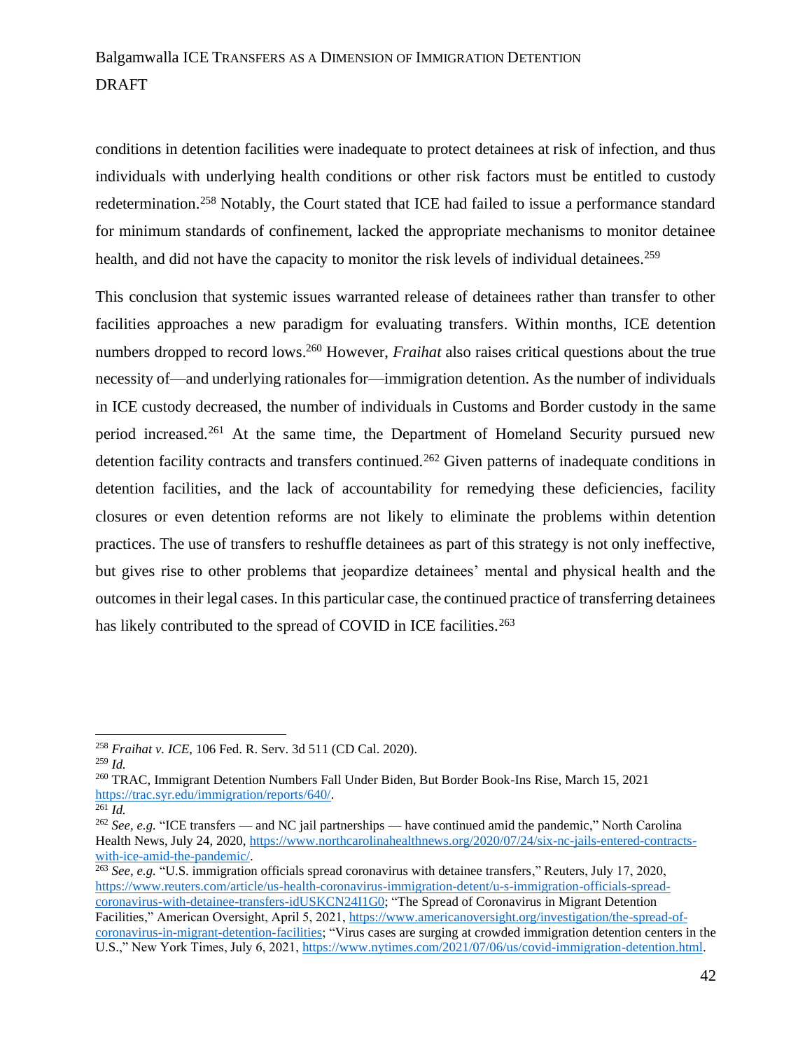conditions in detention facilities were inadequate to protect detainees at risk of infection, and thus individuals with underlying health conditions or other risk factors must be entitled to custody redetermination.[258] Notably, the Court stated that ICE had failed to issue a performance standard for minimum standards of confinement, lacked the appropriate mechanisms to monitor detainee health, and did not have the capacity to monitor the risk levels of individual detainees.[259]

This conclusion that systemic issues warranted release of detainees rather than transfer to other facilities approaches a new paradigm for evaluating transfers. Within months, ICE detention numbers dropped to record lows.[260] However, *Fraihat* also raises critical questions about the true necessity of—and underlying rationales for—immigration detention. As the number of individuals in ICE custody decreased, the number of individuals in Customs and Border custody in the same period increased.[261] At the same time, the Department of Homeland Security pursued new detention facility contracts and transfers continued.[262] Given patterns of inadequate conditions in detention facilities, and the lack of accountability for remedying these deficiencies, facility closures or even detention reforms are not likely to eliminate the problems within detention practices. The use of transfers to reshuffle detainees as part of this strategy is not only ineffective, but gives rise to other problems that jeopardize detainees' mental and physical health and the outcomes in their legal cases. In this particular case, the continued practice of transferring detainees has likely contributed to the spread of COVID in ICE facilities.[263]

---

[258] *Fraihat v. ICE*, 106 Fed. R. Serv. 3d 511 (CD Cal. 2020).

[259] *Id.*

[260] TRAC, Immigrant Detention Numbers Fall Under Biden, But Border Book-Ins Rise, March 15, 2021 https://trac.syr.edu/immigration/reports/640/.

[261] *Id.*

[262] *See, e.g.* "ICE transfers — and NC jail partnerships — have continued amid the pandemic," North Carolina Health News, July 24, 2020, https://www.northcarolinahealthnews.org/2020/07/24/six-nc-jails-entered-contracts-with-ice-amid-the-pandemic/.

[263] *See, e.g.* "U.S. immigration officials spread coronavirus with detainee transfers," Reuters, July 17, 2020, https://www.reuters.com/article/us-health-coronavirus-immigration-detent/u-s-immigration-officials-spread-coronavirus-with-detainee-transfers-idUSKCN24I1G0; "The Spread of Coronavirus in Migrant Detention Facilities," American Oversight, April 5, 2021, https://www.americanoversight.org/investigation/the-spread-of-coronavirus-in-migrant-detention-facilities; "Virus cases are surging at crowded immigration detention centers in the U.S.," New York Times, July 6, 2021, https://www.nytimes.com/2021/07/06/us/covid-immigration-detention.html.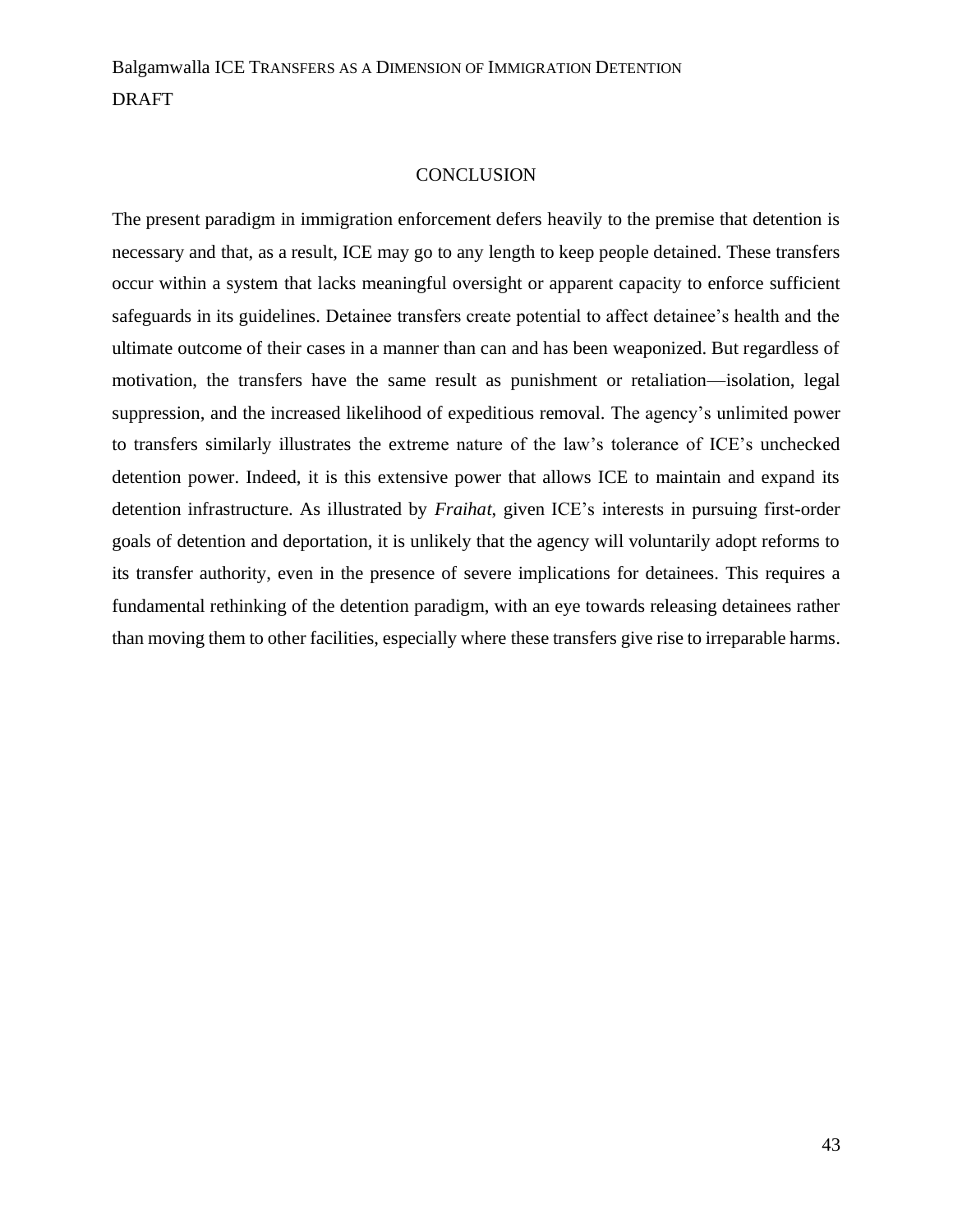## CONCLUSION

The present paradigm in immigration enforcement defers heavily to the premise that detention is necessary and that, as a result, ICE may go to any length to keep people detained. These transfers occur within a system that lacks meaningful oversight or apparent capacity to enforce sufficient safeguards in its guidelines. Detainee transfers create potential to affect detainee's health and the ultimate outcome of their cases in a manner than can and has been weaponized. But regardless of motivation, the transfers have the same result as punishment or retaliation—isolation, legal suppression, and the increased likelihood of expeditious removal. The agency's unlimited power to transfers similarly illustrates the extreme nature of the law's tolerance of ICE's unchecked detention power. Indeed, it is this extensive power that allows ICE to maintain and expand its detention infrastructure. As illustrated by *Fraihat*, given ICE's interests in pursuing first-order goals of detention and deportation, it is unlikely that the agency will voluntarily adopt reforms to its transfer authority, even in the presence of severe implications for detainees. This requires a fundamental rethinking of the detention paradigm, with an eye towards releasing detainees rather than moving them to other facilities, especially where these transfers give rise to irreparable harms.